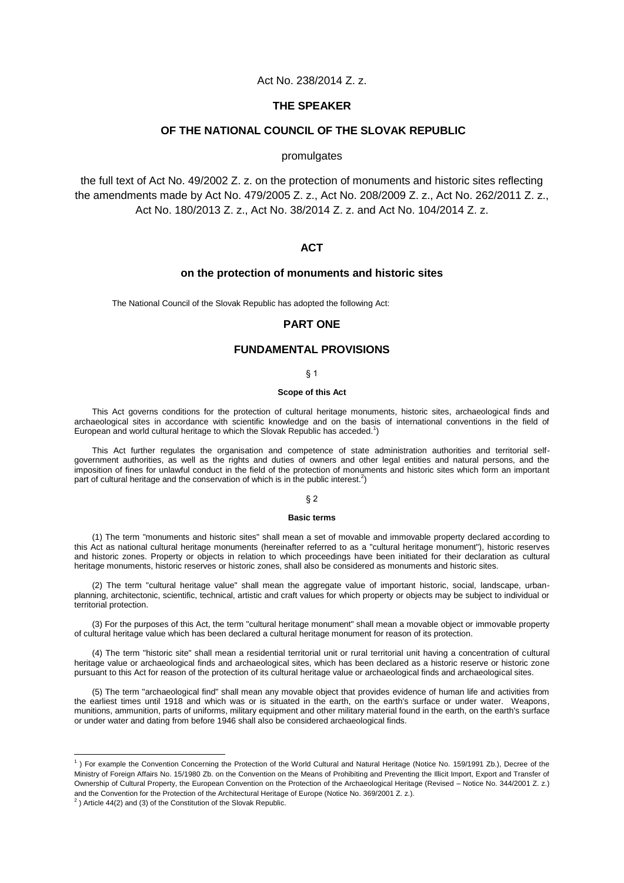Act No. 238/2014 Z. z.

**THE SPEAKER**

**OF THE NATIONAL COUNCIL OF THE SLOVAK REPUBLIC**

promulgates

the full text of Act No. 49/2002 Z. z. on the protection of monuments and historic sites reflecting the amendments made by Act No. 479/2005 Z. z., Act No. 208/2009 Z. z., Act No. 262/2011 Z. z., Act No. 180/2013 Z. z., Act No. 38/2014 Z. z. and Act No. 104/2014 Z. z.

# ACT

## on the protection of monuments and historic sites

The National Council of the Slovak Republic has adopted the following Act:

## PART ONE

## FUNDAMENTAL PROVISIONS

§ 1

**Scope of this Act**

This Act governs conditions for the protection of cultural heritage monuments, historic sites, archaeological finds and archaeological sites in accordance with scientific knowledge and on the basis of international conventions in the field of European and world cultural heritage to which the Slovak Republic has acceded.[1])

This Act further regulates the organisation and competence of state administration authorities and territorial self-government authorities, as well as the rights and duties of owners and other legal entities and natural persons, and the imposition of fines for unlawful conduct in the field of the protection of monuments and historic sites which form an important part of cultural heritage and the conservation of which is in the public interest.[2])

§ 2

**Basic terms**

(1) The term "monuments and historic sites" shall mean a set of movable and immovable property declared according to this Act as national cultural heritage monuments (hereinafter referred to as a "cultural heritage monument"), historic reserves and historic zones. Property or objects in relation to which proceedings have been initiated for their declaration as cultural heritage monuments, historic reserves or historic zones, shall also be considered as monuments and historic sites.

(2) The term "cultural heritage value" shall mean the aggregate value of important historic, social, landscape, urban-planning, architectonic, scientific, technical, artistic and craft values for which property or objects may be subject to individual or territorial protection.

(3) For the purposes of this Act, the term "cultural heritage monument" shall mean a movable object or immovable property of cultural heritage value which has been declared a cultural heritage monument for reason of its protection.

(4) The term "historic site" shall mean a residential territorial unit or rural territorial unit having a concentration of cultural heritage value or archaeological finds and archaeological sites, which has been declared as a historic reserve or historic zone pursuant to this Act for reason of the protection of its cultural heritage value or archaeological finds and archaeological sites.

(5) The term "archaeological find" shall mean any movable object that provides evidence of human life and activities from the earliest times until 1918 and which was or is situated in the earth, on the earth's surface or under water. Weapons, munitions, ammunition, parts of uniforms, military equipment and other military material found in the earth, on the earth's surface or under water and dating from before 1946 shall also be considered archaeological finds.

---

[1] ) For example the Convention Concerning the Protection of the World Cultural and Natural Heritage (Notice No. 159/1991 Zb.), Decree of the Ministry of Foreign Affairs No. 15/1980 Zb. on the Convention on the Means of Prohibiting and Preventing the Illicit Import, Export and Transfer of Ownership of Cultural Property, the European Convention on the Protection of the Archaeological Heritage (Revised – Notice No. 344/2001 Z. z.) and the Convention for the Protection of the Architectural Heritage of Europe (Notice No. 369/2001 Z. z.).

[2] ) Article 44(2) and (3) of the Constitution of the Slovak Republic.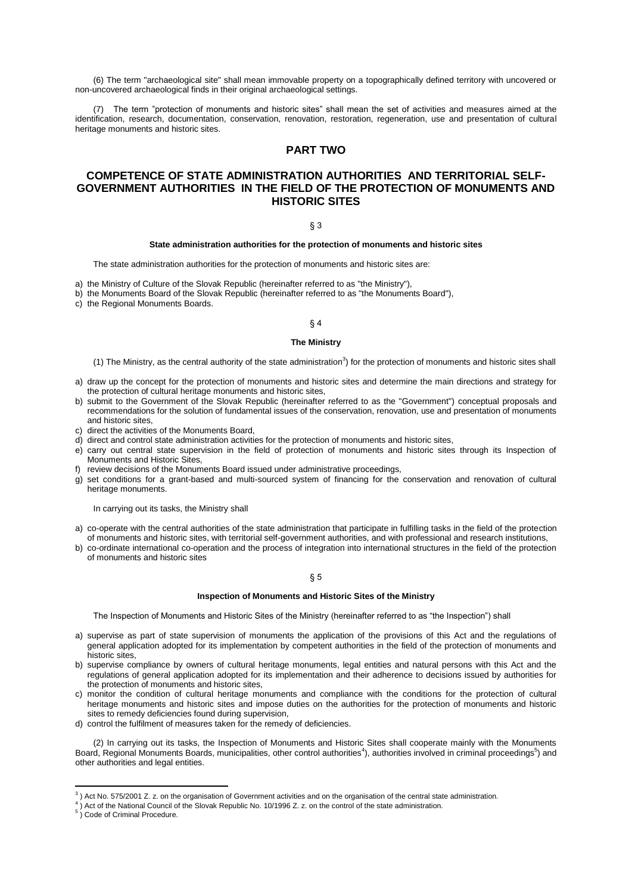(6) The term "archaeological site" shall mean immovable property on a topographically defined territory with uncovered or non-uncovered archaeological finds in their original archaeological settings.

(7) The term "protection of monuments and historic sites" shall mean the set of activities and measures aimed at the identification, research, documentation, conservation, renovation, restoration, regeneration, use and presentation of cultural heritage monuments and historic sites.

# PART TWO

# COMPETENCE OF STATE ADMINISTRATION AUTHORITIES AND TERRITORIAL SELF-GOVERNMENT AUTHORITIES IN THE FIELD OF THE PROTECTION OF MONUMENTS AND HISTORIC SITES

§ 3

**State administration authorities for the protection of monuments and historic sites**

The state administration authorities for the protection of monuments and historic sites are:

a) the Ministry of Culture of the Slovak Republic (hereinafter referred to as "the Ministry"),
b) the Monuments Board of the Slovak Republic (hereinafter referred to as "the Monuments Board"),
c) the Regional Monuments Boards.

§ 4

**The Ministry**

(1) The Ministry, as the central authority of the state administration[3]) for the protection of monuments and historic sites shall

a) draw up the concept for the protection of monuments and historic sites and determine the main directions and strategy for the protection of cultural heritage monuments and historic sites,
b) submit to the Government of the Slovak Republic (hereinafter referred to as the "Government") conceptual proposals and recommendations for the solution of fundamental issues of the conservation, renovation, use and presentation of monuments and historic sites,
c) direct the activities of the Monuments Board,
d) direct and control state administration activities for the protection of monuments and historic sites,
e) carry out central state supervision in the field of protection of monuments and historic sites through its Inspection of Monuments and Historic Sites,
f) review decisions of the Monuments Board issued under administrative proceedings,
g) set conditions for a grant-based and multi-sourced system of financing for the conservation and renovation of cultural heritage monuments.

In carrying out its tasks, the Ministry shall

a) co-operate with the central authorities of the state administration that participate in fulfilling tasks in the field of the protection of monuments and historic sites, with territorial self-government authorities, and with professional and research institutions,
b) co-ordinate international co-operation and the process of integration into international structures in the field of the protection of monuments and historic sites

§ 5

**Inspection of Monuments and Historic Sites of the Ministry**

The Inspection of Monuments and Historic Sites of the Ministry (hereinafter referred to as "the Inspection") shall

a) supervise as part of state supervision of monuments the application of the provisions of this Act and the regulations of general application adopted for its implementation by competent authorities in the field of the protection of monuments and historic sites,
b) supervise compliance by owners of cultural heritage monuments, legal entities and natural persons with this Act and the regulations of general application adopted for its implementation and their adherence to decisions issued by authorities for the protection of monuments and historic sites,
c) monitor the condition of cultural heritage monuments and compliance with the conditions for the protection of cultural heritage monuments and historic sites and impose duties on the authorities for the protection of monuments and historic sites to remedy deficiencies found during supervision,
d) control the fulfilment of measures taken for the remedy of deficiencies.

(2) In carrying out its tasks, the Inspection of Monuments and Historic Sites shall cooperate mainly with the Monuments Board, Regional Monuments Boards, municipalities, other control authorities[4]), authorities involved in criminal proceedings[5]) and other authorities and legal entities.

---

[3]) Act No. 575/2001 Z. z. on the organisation of Government activities and on the organisation of the central state administration.

[4]) Act of the National Council of the Slovak Republic No. 10/1996 Z. z. on the control of the state administration.

[5]) Code of Criminal Procedure.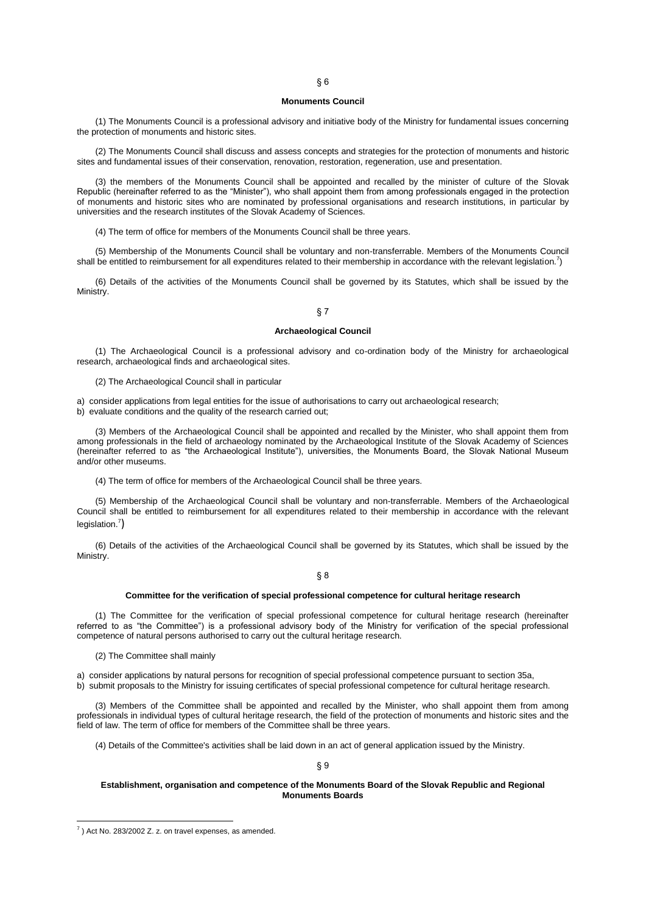## § 6

### Monuments Council

(1) The Monuments Council is a professional advisory and initiative body of the Ministry for fundamental issues concerning the protection of monuments and historic sites.

(2) The Monuments Council shall discuss and assess concepts and strategies for the protection of monuments and historic sites and fundamental issues of their conservation, renovation, restoration, regeneration, use and presentation.

(3) the members of the Monuments Council shall be appointed and recalled by the minister of culture of the Slovak Republic (hereinafter referred to as the "Minister"), who shall appoint them from among professionals engaged in the protection of monuments and historic sites who are nominated by professional organisations and research institutions, in particular by universities and the research institutes of the Slovak Academy of Sciences.

(4) The term of office for members of the Monuments Council shall be three years.

(5) Membership of the Monuments Council shall be voluntary and non-transferrable. Members of the Monuments Council shall be entitled to reimbursement for all expenditures related to their membership in accordance with the relevant legislation.[7])

(6) Details of the activities of the Monuments Council shall be governed by its Statutes, which shall be issued by the Ministry.

## § 7

### Archaeological Council

(1) The Archaeological Council is a professional advisory and co-ordination body of the Ministry for archaeological research, archaeological finds and archaeological sites.

(2) The Archaeological Council shall in particular

a) consider applications from legal entities for the issue of authorisations to carry out archaeological research;
b) evaluate conditions and the quality of the research carried out;

(3) Members of the Archaeological Council shall be appointed and recalled by the Minister, who shall appoint them from among professionals in the field of archaeology nominated by the Archaeological Institute of the Slovak Academy of Sciences (hereinafter referred to as "the Archaeological Institute"), universities, the Monuments Board, the Slovak National Museum and/or other museums.

(4) The term of office for members of the Archaeological Council shall be three years.

(5) Membership of the Archaeological Council shall be voluntary and non-transferrable. Members of the Archaeological Council shall be entitled to reimbursement for all expenditures related to their membership in accordance with the relevant legislation.[7])

(6) Details of the activities of the Archaeological Council shall be governed by its Statutes, which shall be issued by the Ministry.

## § 8

### Committee for the verification of special professional competence for cultural heritage research

(1) The Committee for the verification of special professional competence for cultural heritage research (hereinafter referred to as "the Committee") is a professional advisory body of the Ministry for verification of the special professional competence of natural persons authorised to carry out the cultural heritage research.

(2) The Committee shall mainly

a) consider applications by natural persons for recognition of special professional competence pursuant to section 35a,
b) submit proposals to the Ministry for issuing certificates of special professional competence for cultural heritage research.

(3) Members of the Committee shall be appointed and recalled by the Minister, who shall appoint them from among professionals in individual types of cultural heritage research, the field of the protection of monuments and historic sites and the field of law. The term of office for members of the Committee shall be three years.

(4) Details of the Committee's activities shall be laid down in an act of general application issued by the Ministry.

## § 9

### Establishment, organisation and competence of the Monuments Board of the Slovak Republic and Regional Monuments Boards

---

[7]) Act No. 283/2002 Z. z. on travel expenses, as amended.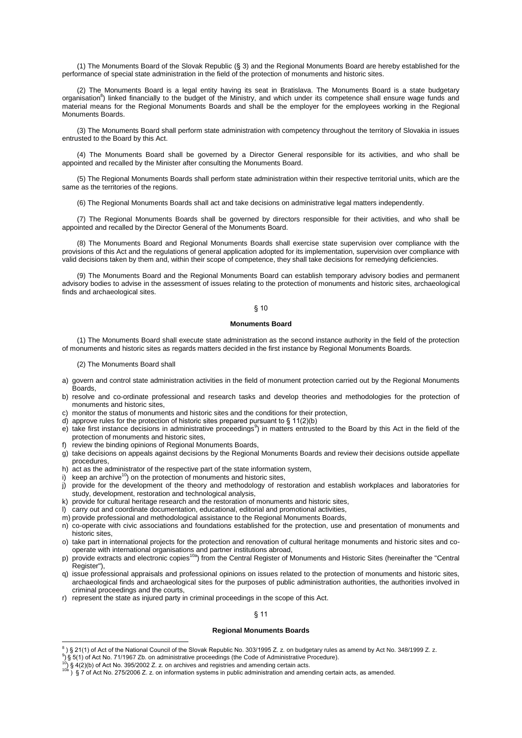(1) The Monuments Board of the Slovak Republic (§ 3) and the Regional Monuments Board are hereby established for the performance of special state administration in the field of the protection of monuments and historic sites.

(2) The Monuments Board is a legal entity having its seat in Bratislava. The Monuments Board is a state budgetary organisation[8]) linked financially to the budget of the Ministry, and which under its competence shall ensure wage funds and material means for the Regional Monuments Boards and shall be the employer for the employees working in the Regional Monuments Boards.

(3) The Monuments Board shall perform state administration with competency throughout the territory of Slovakia in issues entrusted to the Board by this Act.

(4) The Monuments Board shall be governed by a Director General responsible for its activities, and who shall be appointed and recalled by the Minister after consulting the Monuments Board.

(5) The Regional Monuments Boards shall perform state administration within their respective territorial units, which are the same as the territories of the regions.

(6) The Regional Monuments Boards shall act and take decisions on administrative legal matters independently.

(7) The Regional Monuments Boards shall be governed by directors responsible for their activities, and who shall be appointed and recalled by the Director General of the Monuments Board.

(8) The Monuments Board and Regional Monuments Boards shall exercise state supervision over compliance with the provisions of this Act and the regulations of general application adopted for its implementation, supervision over compliance with valid decisions taken by them and, within their scope of competence, they shall take decisions for remedying deficiencies.

(9) The Monuments Board and the Regional Monuments Board can establish temporary advisory bodies and permanent advisory bodies to advise in the assessment of issues relating to the protection of monuments and historic sites, archaeological finds and archaeological sites.

## § 10

### Monuments Board

(1) The Monuments Board shall execute state administration as the second instance authority in the field of the protection of monuments and historic sites as regards matters decided in the first instance by Regional Monuments Boards.

(2) The Monuments Board shall

a) govern and control state administration activities in the field of monument protection carried out by the Regional Monuments Boards,
b) resolve and co-ordinate professional and research tasks and develop theories and methodologies for the protection of monuments and historic sites,
c) monitor the status of monuments and historic sites and the conditions for their protection,
d) approve rules for the protection of historic sites prepared pursuant to § 11(2)(b)
e) take first instance decisions in administrative proceedings[9]) in matters entrusted to the Board by this Act in the field of the protection of monuments and historic sites,
f) review the binding opinions of Regional Monuments Boards,
g) take decisions on appeals against decisions by the Regional Monuments Boards and review their decisions outside appellate procedures,
h) act as the administrator of the respective part of the state information system,
i) keep an archive[10]) on the protection of monuments and historic sites,
j) provide for the development of the theory and methodology of restoration and establish workplaces and laboratories for study, development, restoration and technological analysis,
k) provide for cultural heritage research and the restoration of monuments and historic sites,
l) carry out and coordinate documentation, educational, editorial and promotional activities,
m) provide professional and methodological assistance to the Regional Monuments Boards,
n) co-operate with civic associations and foundations established for the protection, use and presentation of monuments and historic sites,
o) take part in international projects for the protection and renovation of cultural heritage monuments and historic sites and co-operate with international organisations and partner institutions abroad,
p) provide extracts and electronic copies[10a]) from the Central Register of Monuments and Historic Sites (hereinafter the "Central Register"),
q) issue professional appraisals and professional opinions on issues related to the protection of monuments and historic sites, archaeological finds and archaeological sites for the purposes of public administration authorities, the authorities involved in criminal proceedings and the courts,
r) represent the state as injured party in criminal proceedings in the scope of this Act.

## § 11

### Regional Monuments Boards

---

[8]) § 21(1) of Act of the National Council of the Slovak Republic No. 303/1995 Z. z. on budgetary rules as amend by Act No. 348/1999 Z. z.
[9]) § 5(1) of Act No. 71/1967 Zb. on administrative proceedings (the Code of Administrative Procedure).
[10]) § 4(2)(b) of Act No. 395/2002 Z. z. on archives and registries and amending certain acts.
[10a]) § 7 of Act No. 275/2006 Z. z. on information systems in public administration and amending certain acts, as amended.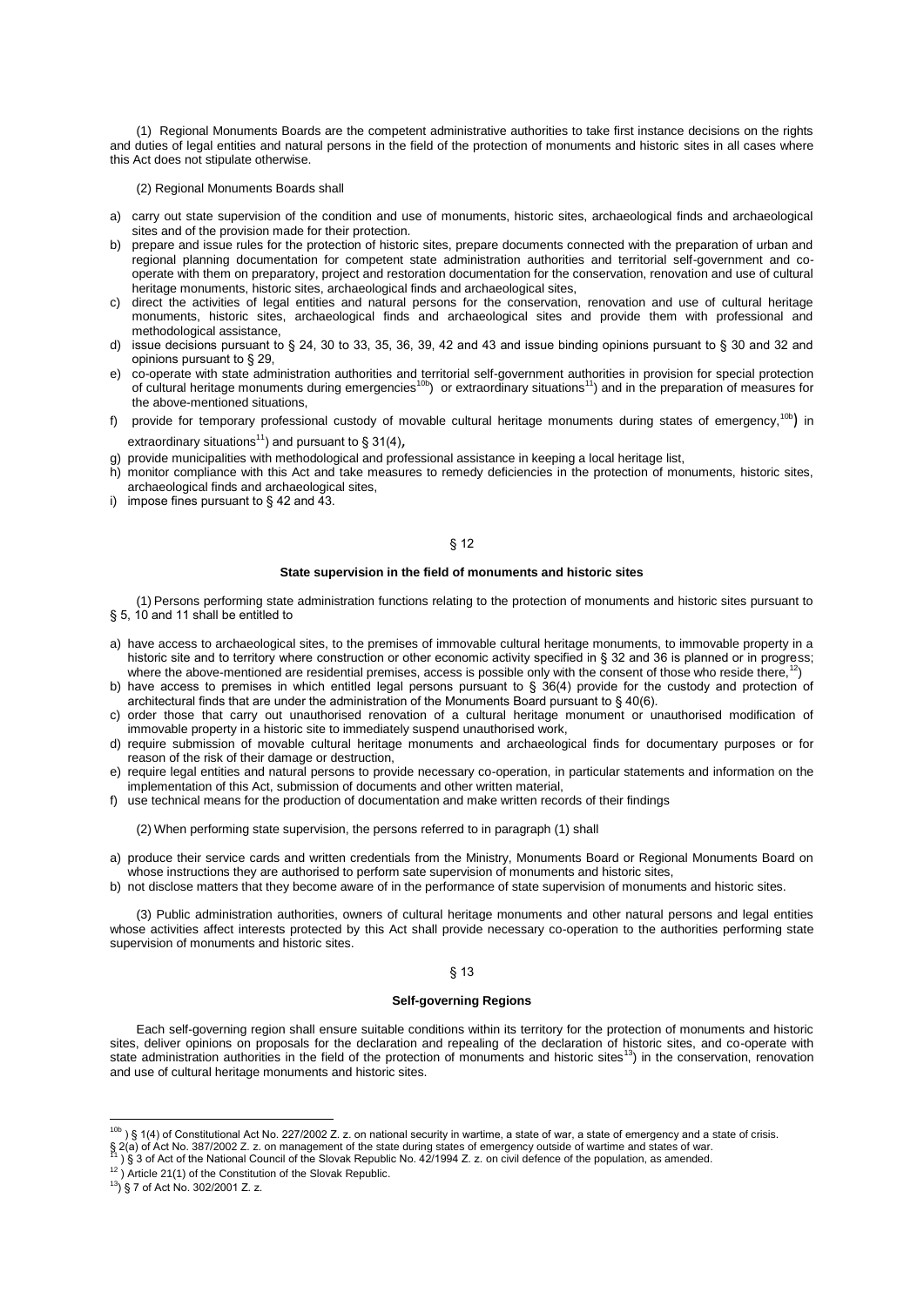(1) Regional Monuments Boards are the competent administrative authorities to take first instance decisions on the rights and duties of legal entities and natural persons in the field of the protection of monuments and historic sites in all cases where this Act does not stipulate otherwise.

(2) Regional Monuments Boards shall

a) carry out state supervision of the condition and use of monuments, historic sites, archaeological finds and archaeological sites and of the provision made for their protection.
b) prepare and issue rules for the protection of historic sites, prepare documents connected with the preparation of urban and regional planning documentation for competent state administration authorities and territorial self-government and co-operate with them on preparatory, project and restoration documentation for the conservation, renovation and use of cultural heritage monuments, historic sites, archaeological finds and archaeological sites,
c) direct the activities of legal entities and natural persons for the conservation, renovation and use of cultural heritage monuments, historic sites, archaeological finds and archaeological sites and provide them with professional and methodological assistance,
d) issue decisions pursuant to § 24, 30 to 33, 35, 36, 39, 42 and 43 and issue binding opinions pursuant to § 30 and 32 and opinions pursuant to § 29,
e) co-operate with state administration authorities and territorial self-government authorities in provision for special protection of cultural heritage monuments during emergencies[10b]) or extraordinary situations[11]) and in the preparation of measures for the above-mentioned situations,
f) provide for temporary professional custody of movable cultural heritage monuments during states of emergency,[10b]) in extraordinary situations[11]) and pursuant to § 31(4),
g) provide municipalities with methodological and professional assistance in keeping a local heritage list,
h) monitor compliance with this Act and take measures to remedy deficiencies in the protection of monuments, historic sites, archaeological finds and archaeological sites,
i) impose fines pursuant to § 42 and 43.

## § 12

### State supervision in the field of monuments and historic sites

(1) Persons performing state administration functions relating to the protection of monuments and historic sites pursuant to § 5, 10 and 11 shall be entitled to

a) have access to archaeological sites, to the premises of immovable cultural heritage monuments, to immovable property in a historic site and to territory where construction or other economic activity specified in § 32 and 36 is planned or in progress; where the above-mentioned are residential premises, access is possible only with the consent of those who reside there,[12])
b) have access to premises in which entitled legal persons pursuant to § 36(4) provide for the custody and protection of architectural finds that are under the administration of the Monuments Board pursuant to § 40(6).
c) order those that carry out unauthorised renovation of a cultural heritage monument or unauthorised modification of immovable property in a historic site to immediately suspend unauthorised work,
d) require submission of movable cultural heritage monuments and archaeological finds for documentary purposes or for reason of the risk of their damage or destruction,
e) require legal entities and natural persons to provide necessary co-operation, in particular statements and information on the implementation of this Act, submission of documents and other written material,
f) use technical means for the production of documentation and make written records of their findings

(2) When performing state supervision, the persons referred to in paragraph (1) shall

a) produce their service cards and written credentials from the Ministry, Monuments Board or Regional Monuments Board on whose instructions they are authorised to perform sate supervision of monuments and historic sites,
b) not disclose matters that they become aware of in the performance of state supervision of monuments and historic sites.

(3) Public administration authorities, owners of cultural heritage monuments and other natural persons and legal entities whose activities affect interests protected by this Act shall provide necessary co-operation to the authorities performing state supervision of monuments and historic sites.

## § 13

### Self-governing Regions

Each self-governing region shall ensure suitable conditions within its territory for the protection of monuments and historic sites, deliver opinions on proposals for the declaration and repealing of the declaration of historic sites, and co-operate with state administration authorities in the field of the protection of monuments and historic sites[13]) in the conservation, renovation and use of cultural heritage monuments and historic sites.

---

[10b]) § 1(4) of Constitutional Act No. 227/2002 Z. z. on national security in wartime, a state of war, a state of emergency and a state of crisis.
§ 2(a) of Act No. 387/2002 Z. z. on management of the state during states of emergency outside of wartime and states of war.
[11]) § 3 of Act of the National Council of the Slovak Republic No. 42/1994 Z. z. on civil defence of the population, as amended.
[12]) Article 21(1) of the Constitution of the Slovak Republic.
[13]) § 7 of Act No. 302/2001 Z. z.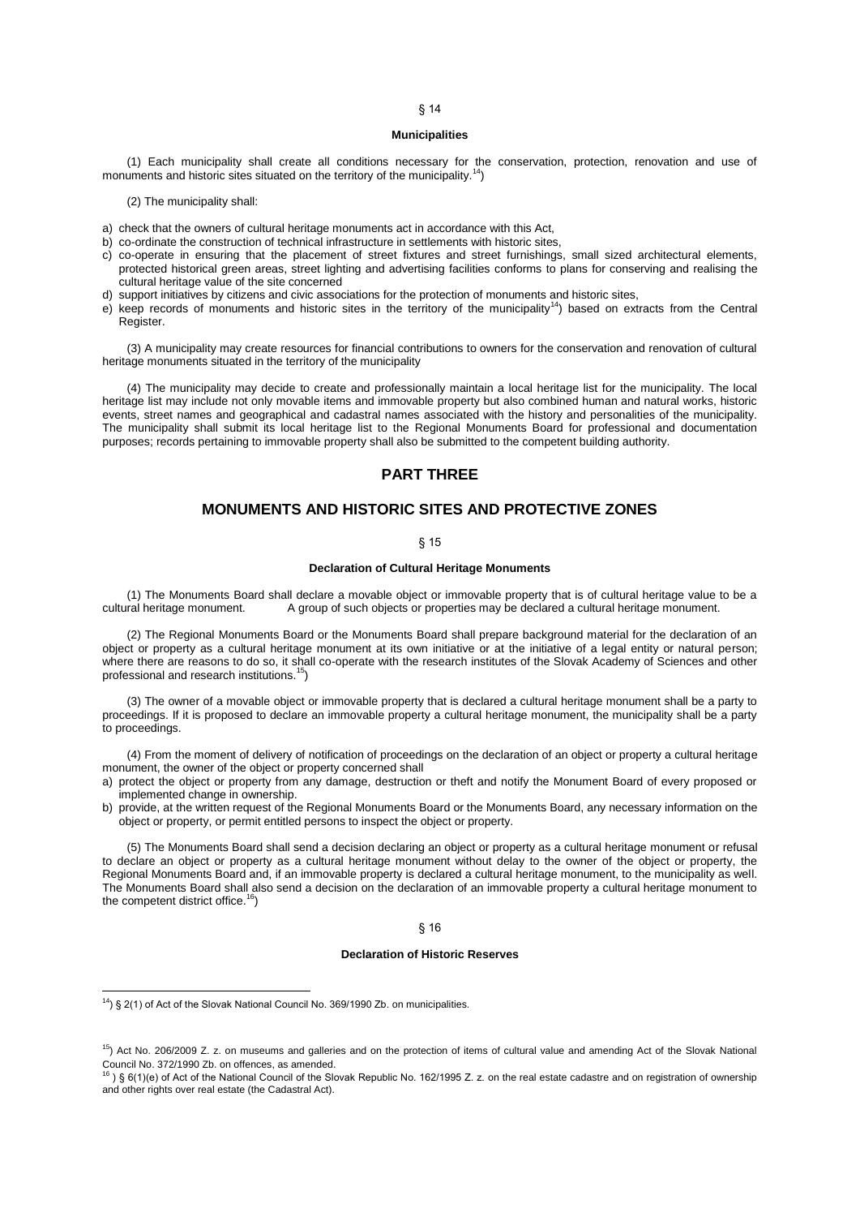§ 14

**Municipalities**

(1) Each municipality shall create all conditions necessary for the conservation, protection, renovation and use of monuments and historic sites situated on the territory of the municipality.[14])

(2) The municipality shall:

a) check that the owners of cultural heritage monuments act in accordance with this Act,
b) co-ordinate the construction of technical infrastructure in settlements with historic sites,
c) co-operate in ensuring that the placement of street fixtures and street furnishings, small sized architectural elements, protected historical green areas, street lighting and advertising facilities conforms to plans for conserving and realising the cultural heritage value of the site concerned
d) support initiatives by citizens and civic associations for the protection of monuments and historic sites,
e) keep records of monuments and historic sites in the territory of the municipality[14]) based on extracts from the Central Register.

(3) A municipality may create resources for financial contributions to owners for the conservation and renovation of cultural heritage monuments situated in the territory of the municipality

(4) The municipality may decide to create and professionally maintain a local heritage list for the municipality. The local heritage list may include not only movable items and immovable property but also combined human and natural works, historic events, street names and geographical and cadastral names associated with the history and personalities of the municipality. The municipality shall submit its local heritage list to the Regional Monuments Board for professional and documentation purposes; records pertaining to immovable property shall also be submitted to the competent building authority.

# PART THREE

# MONUMENTS AND HISTORIC SITES AND PROTECTIVE ZONES

§ 15

**Declaration of Cultural Heritage Monuments**

(1) The Monuments Board shall declare a movable object or immovable property that is of cultural heritage value to be a cultural heritage monument. A group of such objects or properties may be declared a cultural heritage monument.

(2) The Regional Monuments Board or the Monuments Board shall prepare background material for the declaration of an object or property as a cultural heritage monument at its own initiative or at the initiative of a legal entity or natural person; where there are reasons to do so, it shall co-operate with the research institutes of the Slovak Academy of Sciences and other professional and research institutions.[15])

(3) The owner of a movable object or immovable property that is declared a cultural heritage monument shall be a party to proceedings. If it is proposed to declare an immovable property a cultural heritage monument, the municipality shall be a party to proceedings.

(4) From the moment of delivery of notification of proceedings on the declaration of an object or property a cultural heritage monument, the owner of the object or property concerned shall

a) protect the object or property from any damage, destruction or theft and notify the Monument Board of every proposed or implemented change in ownership.
b) provide, at the written request of the Regional Monuments Board or the Monuments Board, any necessary information on the object or property, or permit entitled persons to inspect the object or property.

(5) The Monuments Board shall send a decision declaring an object or property as a cultural heritage monument or refusal to declare an object or property as a cultural heritage monument without delay to the owner of the object or property, the Regional Monuments Board and, if an immovable property is declared a cultural heritage monument, to the municipality as well. The Monuments Board shall also send a decision on the declaration of an immovable property a cultural heritage monument to the competent district office.[16])

§ 16

**Declaration of Historic Reserves**

---

[14]) § 2(1) of Act of the Slovak National Council No. 369/1990 Zb. on municipalities.

[15]) Act No. 206/2009 Z. z. on museums and galleries and on the protection of items of cultural value and amending Act of the Slovak National Council No. 372/1990 Zb. on offences, as amended.

[16] ) § 6(1)(e) of Act of the National Council of the Slovak Republic No. 162/1995 Z. z. on the real estate cadastre and on registration of ownership and other rights over real estate (the Cadastral Act).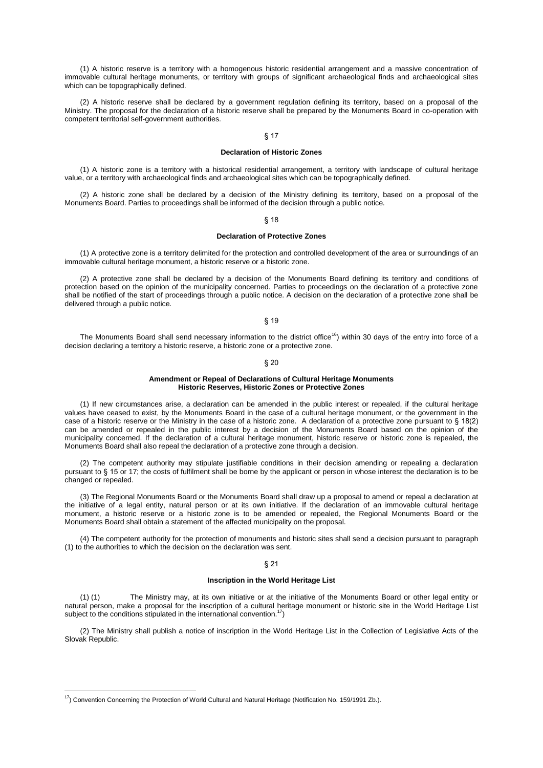(1) A historic reserve is a territory with a homogenous historic residential arrangement and a massive concentration of immovable cultural heritage monuments, or territory with groups of significant archaeological finds and archaeological sites which can be topographically defined.

(2) A historic reserve shall be declared by a government regulation defining its territory, based on a proposal of the Ministry. The proposal for the declaration of a historic reserve shall be prepared by the Monuments Board in co-operation with competent territorial self-government authorities.

§ 17

**Declaration of Historic Zones**

(1) A historic zone is a territory with a historical residential arrangement, a territory with landscape of cultural heritage value, or a territory with archaeological finds and archaeological sites which can be topographically defined.

(2) A historic zone shall be declared by a decision of the Ministry defining its territory, based on a proposal of the Monuments Board. Parties to proceedings shall be informed of the decision through a public notice.

§ 18

**Declaration of Protective Zones**

(1) A protective zone is a territory delimited for the protection and controlled development of the area or surroundings of an immovable cultural heritage monument, a historic reserve or a historic zone.

(2) A protective zone shall be declared by a decision of the Monuments Board defining its territory and conditions of protection based on the opinion of the municipality concerned. Parties to proceedings on the declaration of a protective zone shall be notified of the start of proceedings through a public notice. A decision on the declaration of a protective zone shall be delivered through a public notice.

§ 19

The Monuments Board shall send necessary information to the district office[16]) within 30 days of the entry into force of a decision declaring a territory a historic reserve, a historic zone or a protective zone.

§ 20

**Amendment or Repeal of Declarations of Cultural Heritage Monuments Historic Reserves, Historic Zones or Protective Zones**

(1) If new circumstances arise, a declaration can be amended in the public interest or repealed, if the cultural heritage values have ceased to exist, by the Monuments Board in the case of a cultural heritage monument, or the government in the case of a historic reserve or the Ministry in the case of a historic zone. A declaration of a protective zone pursuant to § 18(2) can be amended or repealed in the public interest by a decision of the Monuments Board based on the opinion of the municipality concerned. If the declaration of a cultural heritage monument, historic reserve or historic zone is repealed, the Monuments Board shall also repeal the declaration of a protective zone through a decision.

(2) The competent authority may stipulate justifiable conditions in their decision amending or repealing a declaration pursuant to § 15 or 17; the costs of fulfilment shall be borne by the applicant or person in whose interest the declaration is to be changed or repealed.

(3) The Regional Monuments Board or the Monuments Board shall draw up a proposal to amend or repeal a declaration at the initiative of a legal entity, natural person or at its own initiative. If the declaration of an immovable cultural heritage monument, a historic reserve or a historic zone is to be amended or repealed, the Regional Monuments Board or the Monuments Board shall obtain a statement of the affected municipality on the proposal.

(4) The competent authority for the protection of monuments and historic sites shall send a decision pursuant to paragraph (1) to the authorities to which the decision on the declaration was sent.

§ 21

**Inscription in the World Heritage List**

(1) (1) The Ministry may, at its own initiative or at the initiative of the Monuments Board or other legal entity or natural person, make a proposal for the inscription of a cultural heritage monument or historic site in the World Heritage List subject to the conditions stipulated in the international convention.[17])

(2) The Ministry shall publish a notice of inscription in the World Heritage List in the Collection of Legislative Acts of the Slovak Republic.

[17]) Convention Concerning the Protection of World Cultural and Natural Heritage (Notification No. 159/1991 Zb.).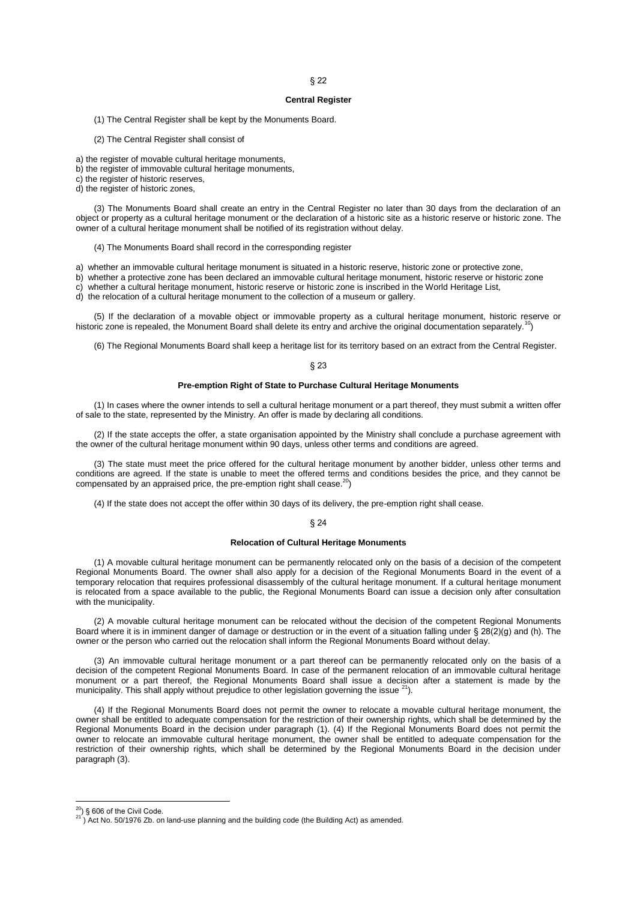## § 22

### Central Register

(1) The Central Register shall be kept by the Monuments Board.

(2) The Central Register shall consist of

a) the register of movable cultural heritage monuments,
b) the register of immovable cultural heritage monuments,
c) the register of historic reserves,
d) the register of historic zones,

(3) The Monuments Board shall create an entry in the Central Register no later than 30 days from the declaration of an object or property as a cultural heritage monument or the declaration of a historic site as a historic reserve or historic zone. The owner of a cultural heritage monument shall be notified of its registration without delay.

(4) The Monuments Board shall record in the corresponding register

a) whether an immovable cultural heritage monument is situated in a historic reserve, historic zone or protective zone,
b) whether a protective zone has been declared an immovable cultural heritage monument, historic reserve or historic zone
c) whether a cultural heritage monument, historic reserve or historic zone is inscribed in the World Heritage List,
d) the relocation of a cultural heritage monument to the collection of a museum or gallery.

(5) If the declaration of a movable object or immovable property as a cultural heritage monument, historic reserve or historic zone is repealed, the Monument Board shall delete its entry and archive the original documentation separately.[10])

(6) The Regional Monuments Board shall keep a heritage list for its territory based on an extract from the Central Register.

## § 23

### Pre-emption Right of State to Purchase Cultural Heritage Monuments

(1) In cases where the owner intends to sell a cultural heritage monument or a part thereof, they must submit a written offer of sale to the state, represented by the Ministry. An offer is made by declaring all conditions.

(2) If the state accepts the offer, a state organisation appointed by the Ministry shall conclude a purchase agreement with the owner of the cultural heritage monument within 90 days, unless other terms and conditions are agreed.

(3) The state must meet the price offered for the cultural heritage monument by another bidder, unless other terms and conditions are agreed. If the state is unable to meet the offered terms and conditions besides the price, and they cannot be compensated by an appraised price, the pre-emption right shall cease.[20])

(4) If the state does not accept the offer within 30 days of its delivery, the pre-emption right shall cease.

## § 24

### Relocation of Cultural Heritage Monuments

(1) A movable cultural heritage monument can be permanently relocated only on the basis of a decision of the competent Regional Monuments Board. The owner shall also apply for a decision of the Regional Monuments Board in the event of a temporary relocation that requires professional disassembly of the cultural heritage monument. If a cultural heritage monument is relocated from a space available to the public, the Regional Monuments Board can issue a decision only after consultation with the municipality.

(2) A movable cultural heritage monument can be relocated without the decision of the competent Regional Monuments Board where it is in imminent danger of damage or destruction or in the event of a situation falling under § 28(2)(g) and (h). The owner or the person who carried out the relocation shall inform the Regional Monuments Board without delay.

(3) An immovable cultural heritage monument or a part thereof can be permanently relocated only on the basis of a decision of the competent Regional Monuments Board. In case of the permanent relocation of an immovable cultural heritage monument or a part thereof, the Regional Monuments Board shall issue a decision after a statement is made by the municipality. This shall apply without prejudice to other legislation governing the issue [21]).

(4) If the Regional Monuments Board does not permit the owner to relocate a movable cultural heritage monument, the owner shall be entitled to adequate compensation for the restriction of their ownership rights, which shall be determined by the Regional Monuments Board in the decision under paragraph (1). (4) If the Regional Monuments Board does not permit the owner to relocate an immovable cultural heritage monument, the owner shall be entitled to adequate compensation for the restriction of their ownership rights, which shall be determined by the Regional Monuments Board in the decision under paragraph (3).

---

[20]) § 606 of the Civil Code.
[21]) Act No. 50/1976 Zb. on land-use planning and the building code (the Building Act) as amended.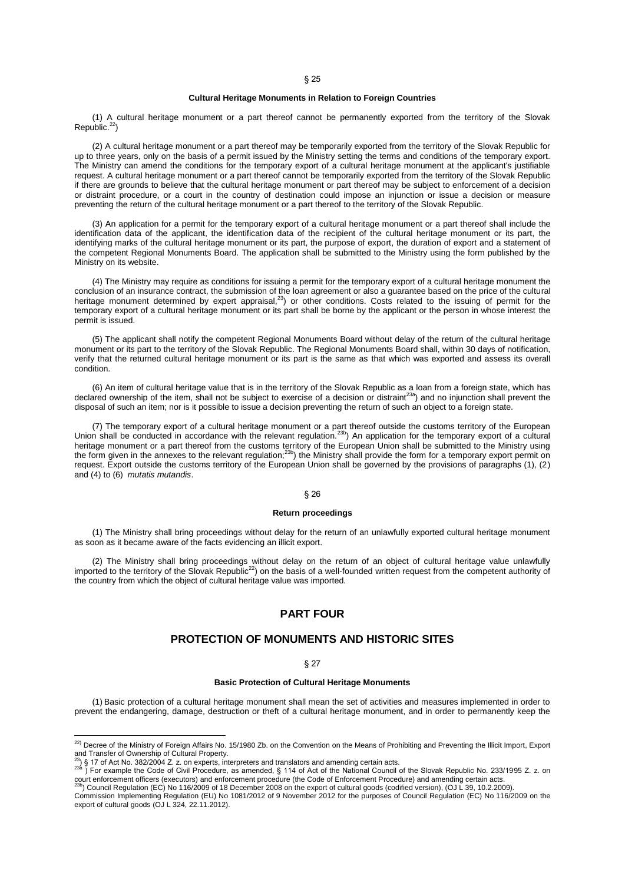## § 25

### Cultural Heritage Monuments in Relation to Foreign Countries

(1) A cultural heritage monument or a part thereof cannot be permanently exported from the territory of the Slovak Republic.[22])

(2) A cultural heritage monument or a part thereof may be temporarily exported from the territory of the Slovak Republic for up to three years, only on the basis of a permit issued by the Ministry setting the terms and conditions of the temporary export. The Ministry can amend the conditions for the temporary export of a cultural heritage monument at the applicant's justifiable request. A cultural heritage monument or a part thereof cannot be temporarily exported from the territory of the Slovak Republic if there are grounds to believe that the cultural heritage monument or part thereof may be subject to enforcement of a decision or distraint procedure, or a court in the country of destination could impose an injunction or issue a decision or measure preventing the return of the cultural heritage monument or a part thereof to the territory of the Slovak Republic.

(3) An application for a permit for the temporary export of a cultural heritage monument or a part thereof shall include the identification data of the applicant, the identification data of the recipient of the cultural heritage monument or its part, the identifying marks of the cultural heritage monument or its part, the purpose of export, the duration of export and a statement of the competent Regional Monuments Board. The application shall be submitted to the Ministry using the form published by the Ministry on its website.

(4) The Ministry may require as conditions for issuing a permit for the temporary export of a cultural heritage monument the conclusion of an insurance contract, the submission of the loan agreement or also a guarantee based on the price of the cultural heritage monument determined by expert appraisal,[23]) or other conditions. Costs related to the issuing of permit for the temporary export of a cultural heritage monument or its part shall be borne by the applicant or the person in whose interest the permit is issued.

(5) The applicant shall notify the competent Regional Monuments Board without delay of the return of the cultural heritage monument or its part to the territory of the Slovak Republic. The Regional Monuments Board shall, within 30 days of notification, verify that the returned cultural heritage monument or its part is the same as that which was exported and assess its overall condition.

(6) An item of cultural heritage value that is in the territory of the Slovak Republic as a loan from a foreign state, which has declared ownership of the item, shall not be subject to exercise of a decision or distraint[23a]) and no injunction shall prevent the disposal of such an item; nor is it possible to issue a decision preventing the return of such an object to a foreign state.

(7) The temporary export of a cultural heritage monument or a part thereof outside the customs territory of the European Union shall be conducted in accordance with the relevant regulation.[23b]) An application for the temporary export of a cultural heritage monument or a part thereof from the customs territory of the European Union shall be submitted to the Ministry using the form given in the annexes to the relevant regulation;[23b]) the Ministry shall provide the form for a temporary export permit on request. Export outside the customs territory of the European Union shall be governed by the provisions of paragraphs (1), (2) and (4) to (6) *mutatis mutandis*.

## § 26

### Return proceedings

(1) The Ministry shall bring proceedings without delay for the return of an unlawfully exported cultural heritage monument as soon as it became aware of the facts evidencing an illicit export.

(2) The Ministry shall bring proceedings without delay on the return of an object of cultural heritage value unlawfully imported to the territory of the Slovak Republic[22]) on the basis of a well-founded written request from the competent authority of the country from which the object of cultural heritage value was imported.

# PART FOUR

# PROTECTION OF MONUMENTS AND HISTORIC SITES

## § 27

### Basic Protection of Cultural Heritage Monuments

(1) Basic protection of a cultural heritage monument shall mean the set of activities and measures implemented in order to prevent the endangering, damage, destruction or theft of a cultural heritage monument, and in order to permanently keep the

---

[22]) Decree of the Ministry of Foreign Affairs No. 15/1980 Zb. on the Convention on the Means of Prohibiting and Preventing the Illicit Import, Export and Transfer of Ownership of Cultural Property.

[23]) § 17 of Act No. 382/2004 Z. z. on experts, interpreters and translators and amending certain acts.

[23a]) For example the Code of Civil Procedure, as amended, § 114 of Act of the National Council of the Slovak Republic No. 233/1995 Z. z. on court enforcement officers (executors) and enforcement procedure (the Code of Enforcement Procedure) and amending certain acts.

[23b]) Council Regulation (EC) No 116/2009 of 18 December 2008 on the export of cultural goods (codified version), (OJ L 39, 10.2.2009).
Commission Implementing Regulation (EU) No 1081/2012 of 9 November 2012 for the purposes of Council Regulation (EC) No 116/2009 on the export of cultural goods (OJ L 324, 22.11.2012).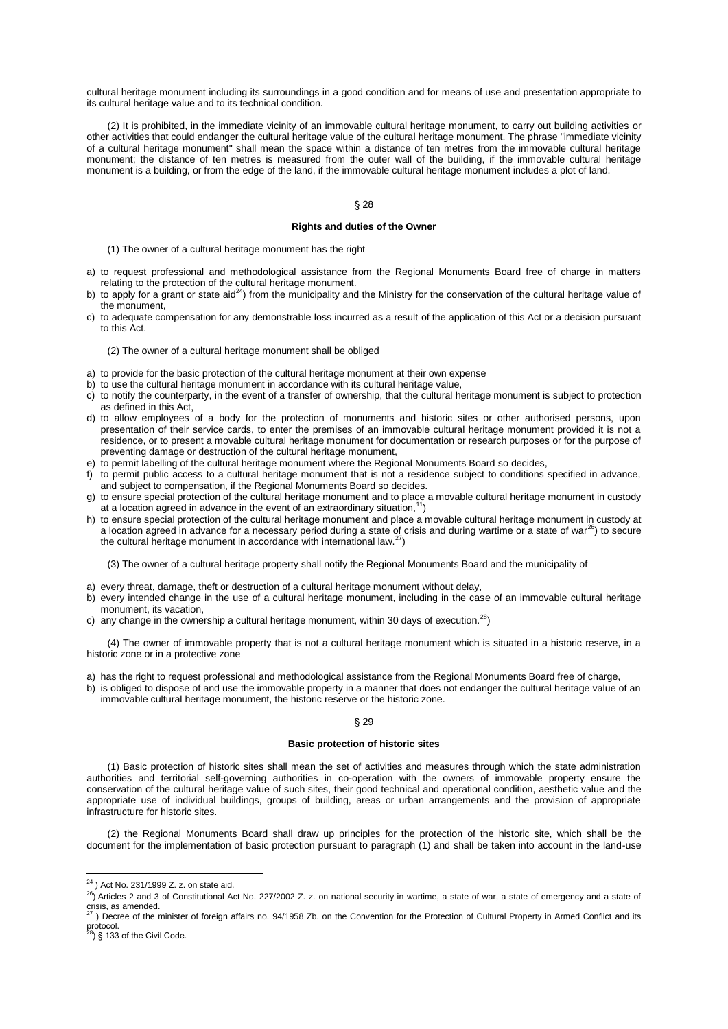cultural heritage monument including its surroundings in a good condition and for means of use and presentation appropriate to its cultural heritage value and to its technical condition.

(2) It is prohibited, in the immediate vicinity of an immovable cultural heritage monument, to carry out building activities or other activities that could endanger the cultural heritage value of the cultural heritage monument. The phrase "immediate vicinity of a cultural heritage monument" shall mean the space within a distance of ten metres from the immovable cultural heritage monument; the distance of ten metres is measured from the outer wall of the building, if the immovable cultural heritage monument is a building, or from the edge of the land, if the immovable cultural heritage monument includes a plot of land.

§ 28

**Rights and duties of the Owner**

(1) The owner of a cultural heritage monument has the right

a) to request professional and methodological assistance from the Regional Monuments Board free of charge in matters relating to the protection of the cultural heritage monument.
b) to apply for a grant or state aid[24]) from the municipality and the Ministry for the conservation of the cultural heritage value of the monument,
c) to adequate compensation for any demonstrable loss incurred as a result of the application of this Act or a decision pursuant to this Act.

(2) The owner of a cultural heritage monument shall be obliged

a) to provide for the basic protection of the cultural heritage monument at their own expense
b) to use the cultural heritage monument in accordance with its cultural heritage value,
c) to notify the counterparty, in the event of a transfer of ownership, that the cultural heritage monument is subject to protection as defined in this Act,
d) to allow employees of a body for the protection of monuments and historic sites or other authorised persons, upon presentation of their service cards, to enter the premises of an immovable cultural heritage monument provided it is not a residence, or to present a movable cultural heritage monument for documentation or research purposes or for the purpose of preventing damage or destruction of the cultural heritage monument,
e) to permit labelling of the cultural heritage monument where the Regional Monuments Board so decides,
f) to permit public access to a cultural heritage monument that is not a residence subject to conditions specified in advance, and subject to compensation, if the Regional Monuments Board so decides.
g) to ensure special protection of the cultural heritage monument and to place a movable cultural heritage monument in custody at a location agreed in advance in the event of an extraordinary situation,[11])
h) to ensure special protection of the cultural heritage monument and place a movable cultural heritage monument in custody at a location agreed in advance for a necessary period during a state of crisis and during wartime or a state of war[26]) to secure the cultural heritage monument in accordance with international law.[27])

(3) The owner of a cultural heritage property shall notify the Regional Monuments Board and the municipality of

a) every threat, damage, theft or destruction of a cultural heritage monument without delay,
b) every intended change in the use of a cultural heritage monument, including in the case of an immovable cultural heritage monument, its vacation,
c) any change in the ownership a cultural heritage monument, within 30 days of execution.[28])

(4) The owner of immovable property that is not a cultural heritage monument which is situated in a historic reserve, in a historic zone or in a protective zone

a) has the right to request professional and methodological assistance from the Regional Monuments Board free of charge,
b) is obliged to dispose of and use the immovable property in a manner that does not endanger the cultural heritage value of an immovable cultural heritage monument, the historic reserve or the historic zone.

§ 29

**Basic protection of historic sites**

(1) Basic protection of historic sites shall mean the set of activities and measures through which the state administration authorities and territorial self-governing authorities in co-operation with the owners of immovable property ensure the conservation of the cultural heritage value of such sites, their good technical and operational condition, aesthetic value and the appropriate use of individual buildings, groups of building, areas or urban arrangements and the provision of appropriate infrastructure for historic sites.

(2) the Regional Monuments Board shall draw up principles for the protection of the historic site, which shall be the document for the implementation of basic protection pursuant to paragraph (1) and shall be taken into account in the land-use

---

[24] ) Act No. 231/1999 Z. z. on state aid.

[26]) Articles 2 and 3 of Constitutional Act No. 227/2002 Z. z. on national security in wartime, a state of war, a state of emergency and a state of crisis, as amended.

[27] ) Decree of the minister of foreign affairs no. 94/1958 Zb. on the Convention for the Protection of Cultural Property in Armed Conflict and its protocol.

[28]) § 133 of the Civil Code.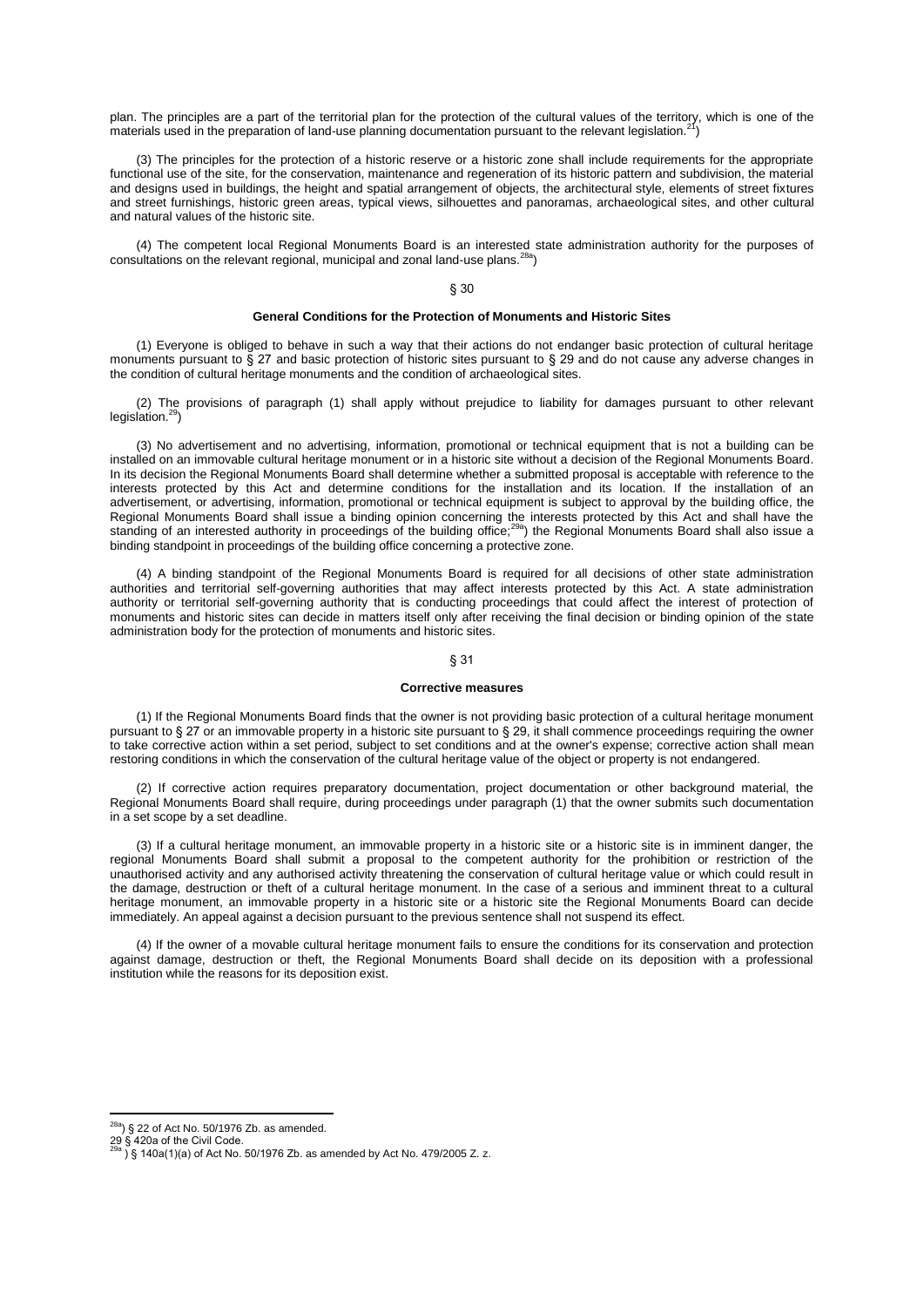plan. The principles are a part of the territorial plan for the protection of the cultural values of the territory, which is one of the materials used in the preparation of land-use planning documentation pursuant to the relevant legislation.[21])

(3) The principles for the protection of a historic reserve or a historic zone shall include requirements for the appropriate functional use of the site, for the conservation, maintenance and regeneration of its historic pattern and subdivision, the material and designs used in buildings, the height and spatial arrangement of objects, the architectural style, elements of street fixtures and street furnishings, historic green areas, typical views, silhouettes and panoramas, archaeological sites, and other cultural and natural values of the historic site.

(4) The competent local Regional Monuments Board is an interested state administration authority for the purposes of consultations on the relevant regional, municipal and zonal land-use plans.[28a])

§ 30

**General Conditions for the Protection of Monuments and Historic Sites**

(1) Everyone is obliged to behave in such a way that their actions do not endanger basic protection of cultural heritage monuments pursuant to § 27 and basic protection of historic sites pursuant to § 29 and do not cause any adverse changes in the condition of cultural heritage monuments and the condition of archaeological sites.

(2) The provisions of paragraph (1) shall apply without prejudice to liability for damages pursuant to other relevant legislation.[29])

(3) No advertisement and no advertising, information, promotional or technical equipment that is not a building can be installed on an immovable cultural heritage monument or in a historic site without a decision of the Regional Monuments Board. In its decision the Regional Monuments Board shall determine whether a submitted proposal is acceptable with reference to the interests protected by this Act and determine conditions for the installation and its location. If the installation of an advertisement, or advertising, information, promotional or technical equipment is subject to approval by the building office, the Regional Monuments Board shall issue a binding opinion concerning the interests protected by this Act and shall have the standing of an interested authority in proceedings of the building office;[29a]) the Regional Monuments Board shall also issue a binding standpoint in proceedings of the building office concerning a protective zone.

(4) A binding standpoint of the Regional Monuments Board is required for all decisions of other state administration authorities and territorial self-governing authorities that may affect interests protected by this Act. A state administration authority or territorial self-governing authority that is conducting proceedings that could affect the interest of protection of monuments and historic sites can decide in matters itself only after receiving the final decision or binding opinion of the state administration body for the protection of monuments and historic sites.

§ 31

**Corrective measures**

(1) If the Regional Monuments Board finds that the owner is not providing basic protection of a cultural heritage monument pursuant to § 27 or an immovable property in a historic site pursuant to § 29, it shall commence proceedings requiring the owner to take corrective action within a set period, subject to set conditions and at the owner's expense; corrective action shall mean restoring conditions in which the conservation of the cultural heritage value of the object or property is not endangered.

(2) If corrective action requires preparatory documentation, project documentation or other background material, the Regional Monuments Board shall require, during proceedings under paragraph (1) that the owner submits such documentation in a set scope by a set deadline.

(3) If a cultural heritage monument, an immovable property in a historic site or a historic site is in imminent danger, the regional Monuments Board shall submit a proposal to the competent authority for the prohibition or restriction of the unauthorised activity and any authorised activity threatening the conservation of cultural heritage value or which could result in the damage, destruction or theft of a cultural heritage monument. In the case of a serious and imminent threat to a cultural heritage monument, an immovable property in a historic site or a historic site the Regional Monuments Board can decide immediately. An appeal against a decision pursuant to the previous sentence shall not suspend its effect.

(4) If the owner of a movable cultural heritage monument fails to ensure the conditions for its conservation and protection against damage, destruction or theft, the Regional Monuments Board shall decide on its deposition with a professional institution while the reasons for its deposition exist.

---

[28a]) § 22 of Act No. 50/1976 Zb. as amended.
[29] § 420a of the Civil Code.
[29a]) § 140a(1)(a) of Act No. 50/1976 Zb. as amended by Act No. 479/2005 Z. z.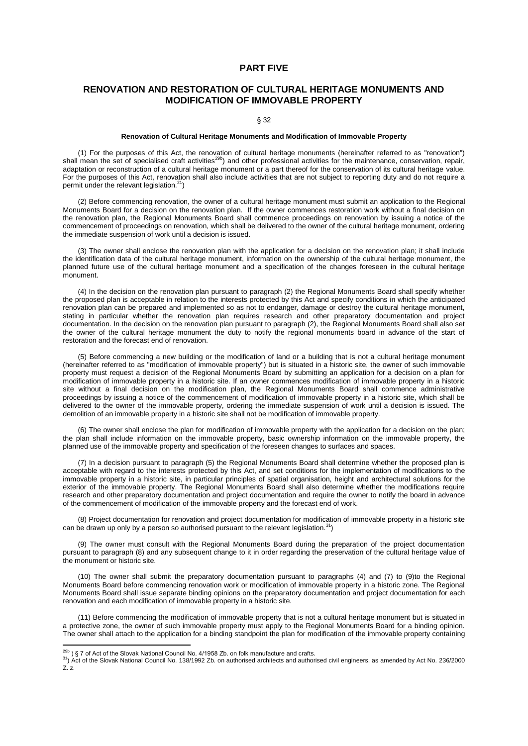# PART FIVE

## RENOVATION AND RESTORATION OF CULTURAL HERITAGE MONUMENTS AND MODIFICATION OF IMMOVABLE PROPERTY

§ 32

### Renovation of Cultural Heritage Monuments and Modification of Immovable Property

(1) For the purposes of this Act, the renovation of cultural heritage monuments (hereinafter referred to as "renovation") shall mean the set of specialised craft activities[29b]) and other professional activities for the maintenance, conservation, repair, adaptation or reconstruction of a cultural heritage monument or a part thereof for the conservation of its cultural heritage value. For the purposes of this Act, renovation shall also include activities that are not subject to reporting duty and do not require a permit under the relevant legislation.[21])

(2) Before commencing renovation, the owner of a cultural heritage monument must submit an application to the Regional Monuments Board for a decision on the renovation plan. If the owner commences restoration work without a final decision on the renovation plan, the Regional Monuments Board shall commence proceedings on renovation by issuing a notice of the commencement of proceedings on renovation, which shall be delivered to the owner of the cultural heritage monument, ordering the immediate suspension of work until a decision is issued.

(3) The owner shall enclose the renovation plan with the application for a decision on the renovation plan; it shall include the identification data of the cultural heritage monument, information on the ownership of the cultural heritage monument, the planned future use of the cultural heritage monument and a specification of the changes foreseen in the cultural heritage monument.

(4) In the decision on the renovation plan pursuant to paragraph (2) the Regional Monuments Board shall specify whether the proposed plan is acceptable in relation to the interests protected by this Act and specify conditions in which the anticipated renovation plan can be prepared and implemented so as not to endanger, damage or destroy the cultural heritage monument, stating in particular whether the renovation plan requires research and other preparatory documentation and project documentation. In the decision on the renovation plan pursuant to paragraph (2), the Regional Monuments Board shall also set the owner of the cultural heritage monument the duty to notify the regional monuments board in advance of the start of restoration and the forecast end of renovation.

(5) Before commencing a new building or the modification of land or a building that is not a cultural heritage monument (hereinafter referred to as "modification of immovable property") but is situated in a historic site, the owner of such immovable property must request a decision of the Regional Monuments Board by submitting an application for a decision on a plan for modification of immovable property in a historic site. If an owner commences modification of immovable property in a historic site without a final decision on the modification plan, the Regional Monuments Board shall commence administrative proceedings by issuing a notice of the commencement of modification of immovable property in a historic site, which shall be delivered to the owner of the immovable property, ordering the immediate suspension of work until a decision is issued. The demolition of an immovable property in a historic site shall not be modification of immovable property.

(6) The owner shall enclose the plan for modification of immovable property with the application for a decision on the plan; the plan shall include information on the immovable property, basic ownership information on the immovable property, the planned use of the immovable property and specification of the foreseen changes to surfaces and spaces.

(7) In a decision pursuant to paragraph (5) the Regional Monuments Board shall determine whether the proposed plan is acceptable with regard to the interests protected by this Act, and set conditions for the implementation of modifications to the immovable property in a historic site, in particular principles of spatial organisation, height and architectural solutions for the exterior of the immovable property. The Regional Monuments Board shall also determine whether the modifications require research and other preparatory documentation and project documentation and require the owner to notify the board in advance of the commencement of modification of the immovable property and the forecast end of work.

(8) Project documentation for renovation and project documentation for modification of immovable property in a historic site can be drawn up only by a person so authorised pursuant to the relevant legislation.[31])

(9) The owner must consult with the Regional Monuments Board during the preparation of the project documentation pursuant to paragraph (8) and any subsequent change to it in order regarding the preservation of the cultural heritage value of the monument or historic site.

(10) The owner shall submit the preparatory documentation pursuant to paragraphs (4) and (7) to (9)to the Regional Monuments Board before commencing renovation work or modification of immovable property in a historic zone. The Regional Monuments Board shall issue separate binding opinions on the preparatory documentation and project documentation for each renovation and each modification of immovable property in a historic site.

(11) Before commencing the modification of immovable property that is not a cultural heritage monument but is situated in a protective zone, the owner of such immovable property must apply to the Regional Monuments Board for a binding opinion. The owner shall attach to the application for a binding standpoint the plan for modification of the immovable property containing

---

[29b]) § 7 of Act of the Slovak National Council No. 4/1958 Zb. on folk manufacture and crafts.

[31]) Act of the Slovak National Council No. 138/1992 Zb. on authorised architects and authorised civil engineers, as amended by Act No. 236/2000 Z. z.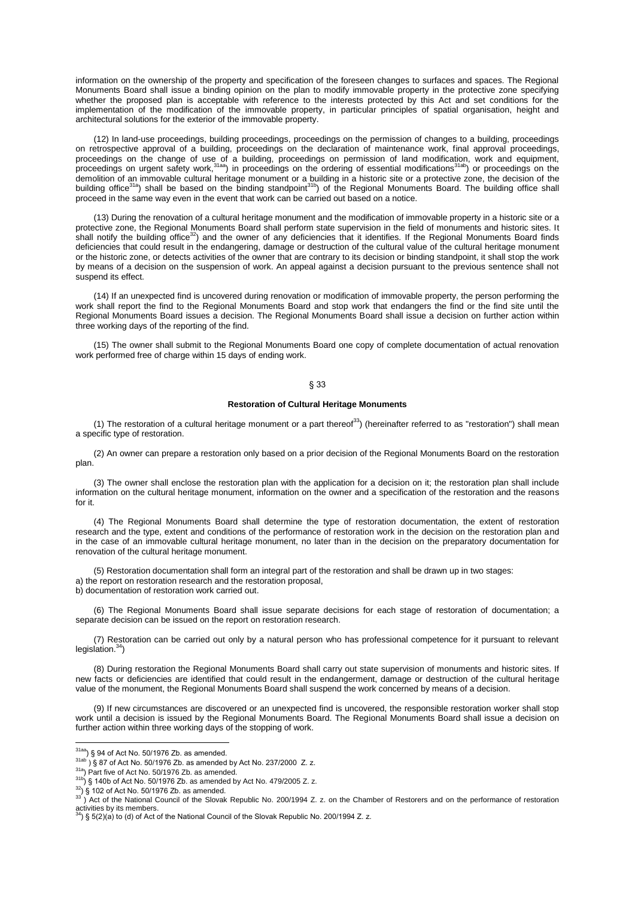information on the ownership of the property and specification of the foreseen changes to surfaces and spaces. The Regional Monuments Board shall issue a binding opinion on the plan to modify immovable property in the protective zone specifying whether the proposed plan is acceptable with reference to the interests protected by this Act and set conditions for the implementation of the modification of the immovable property, in particular principles of spatial organisation, height and architectural solutions for the exterior of the immovable property.

(12) In land-use proceedings, building proceedings, proceedings on the permission of changes to a building, proceedings on retrospective approval of a building, proceedings on the declaration of maintenance work, final approval proceedings, proceedings on the change of use of a building, proceedings on permission of land modification, work and equipment, proceedings on urgent safety work,[31aa]) in proceedings on the ordering of essential modifications[31ab]) or proceedings on the demolition of an immovable cultural heritage monument or a building in a historic site or a protective zone, the decision of the building office[31a]) shall be based on the binding standpoint[31b]) of the Regional Monuments Board. The building office shall proceed in the same way even in the event that work can be carried out based on a notice.

(13) During the renovation of a cultural heritage monument and the modification of immovable property in a historic site or a protective zone, the Regional Monuments Board shall perform state supervision in the field of monuments and historic sites. It shall notify the building office[32]) and the owner of any deficiencies that it identifies. If the Regional Monuments Board finds deficiencies that could result in the endangering, damage or destruction of the cultural value of the cultural heritage monument or the historic zone, or detects activities of the owner that are contrary to its decision or binding standpoint, it shall stop the work by means of a decision on the suspension of work. An appeal against a decision pursuant to the previous sentence shall not suspend its effect.

(14) If an unexpected find is uncovered during renovation or modification of immovable property, the person performing the work shall report the find to the Regional Monuments Board and stop work that endangers the find or the find site until the Regional Monuments Board issues a decision. The Regional Monuments Board shall issue a decision on further action within three working days of the reporting of the find.

(15) The owner shall submit to the Regional Monuments Board one copy of complete documentation of actual renovation work performed free of charge within 15 days of ending work.

§ 33

**Restoration of Cultural Heritage Monuments**

(1) The restoration of a cultural heritage monument or a part thereof[33]) (hereinafter referred to as "restoration") shall mean a specific type of restoration.

(2) An owner can prepare a restoration only based on a prior decision of the Regional Monuments Board on the restoration plan.

(3) The owner shall enclose the restoration plan with the application for a decision on it; the restoration plan shall include information on the cultural heritage monument, information on the owner and a specification of the restoration and the reasons for it.

(4) The Regional Monuments Board shall determine the type of restoration documentation, the extent of restoration research and the type, extent and conditions of the performance of restoration work in the decision on the restoration plan and in the case of an immovable cultural heritage monument, no later than in the decision on the preparatory documentation for renovation of the cultural heritage monument.

(5) Restoration documentation shall form an integral part of the restoration and shall be drawn up in two stages:
a) the report on restoration research and the restoration proposal,
b) documentation of restoration work carried out.

(6) The Regional Monuments Board shall issue separate decisions for each stage of restoration of documentation; a separate decision can be issued on the report on restoration research.

(7) Restoration can be carried out only by a natural person who has professional competence for it pursuant to relevant legislation.[34])

(8) During restoration the Regional Monuments Board shall carry out state supervision of monuments and historic sites. If new facts or deficiencies are identified that could result in the endangerment, damage or destruction of the cultural heritage value of the monument, the Regional Monuments Board shall suspend the work concerned by means of a decision.

(9) If new circumstances are discovered or an unexpected find is uncovered, the responsible restoration worker shall stop work until a decision is issued by the Regional Monuments Board. The Regional Monuments Board shall issue a decision on further action within three working days of the stopping of work.

---

[31aa]) § 94 of Act No. 50/1976 Zb. as amended.
[31ab]) § 87 of Act No. 50/1976 Zb. as amended by Act No. 237/2000 Z. z.
[31a]) Part five of Act No. 50/1976 Zb. as amended.
[31b]) § 140b of Act No. 50/1976 Zb. as amended by Act No. 479/2005 Z. z.
[32]) § 102 of Act No. 50/1976 Zb. as amended.
[33]) Act of the National Council of the Slovak Republic No. 200/1994 Z. z. on the Chamber of Restorers and on the performance of restoration activities by its members.
[34]) § 5(2)(a) to (d) of Act of the National Council of the Slovak Republic No. 200/1994 Z. z.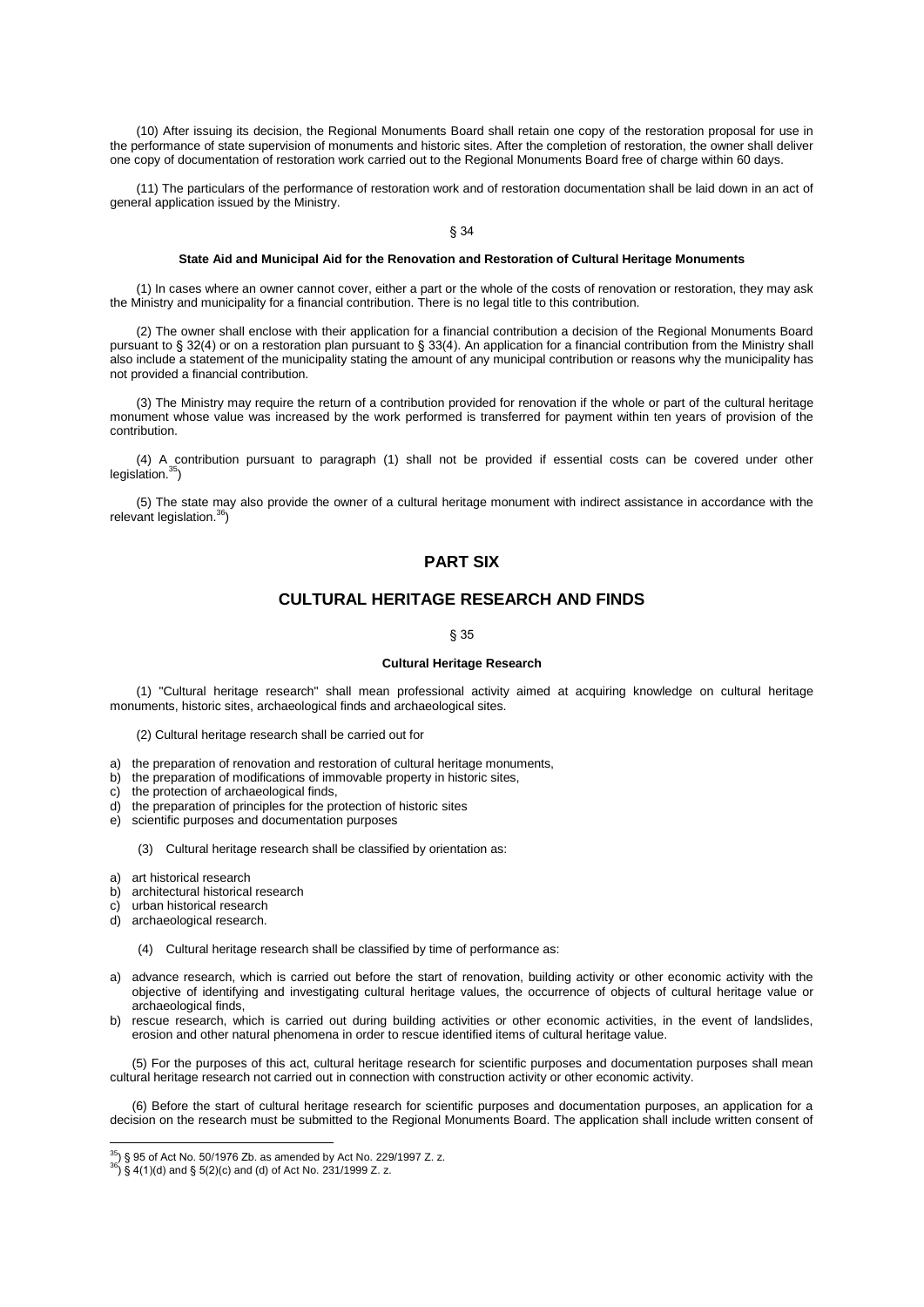(10) After issuing its decision, the Regional Monuments Board shall retain one copy of the restoration proposal for use in the performance of state supervision of monuments and historic sites. After the completion of restoration, the owner shall deliver one copy of documentation of restoration work carried out to the Regional Monuments Board free of charge within 60 days.

(11) The particulars of the performance of restoration work and of restoration documentation shall be laid down in an act of general application issued by the Ministry.

§ 34

**State Aid and Municipal Aid for the Renovation and Restoration of Cultural Heritage Monuments**

(1) In cases where an owner cannot cover, either a part or the whole of the costs of renovation or restoration, they may ask the Ministry and municipality for a financial contribution. There is no legal title to this contribution.

(2) The owner shall enclose with their application for a financial contribution a decision of the Regional Monuments Board pursuant to § 32(4) or on a restoration plan pursuant to § 33(4). An application for a financial contribution from the Ministry shall also include a statement of the municipality stating the amount of any municipal contribution or reasons why the municipality has not provided a financial contribution.

(3) The Ministry may require the return of a contribution provided for renovation if the whole or part of the cultural heritage monument whose value was increased by the work performed is transferred for payment within ten years of provision of the contribution.

(4) A contribution pursuant to paragraph (1) shall not be provided if essential costs can be covered under other legislation.[35])

(5) The state may also provide the owner of a cultural heritage monument with indirect assistance in accordance with the relevant legislation.[36])

# PART SIX

# CULTURAL HERITAGE RESEARCH AND FINDS

§ 35

**Cultural Heritage Research**

(1) "Cultural heritage research" shall mean professional activity aimed at acquiring knowledge on cultural heritage monuments, historic sites, archaeological finds and archaeological sites.

(2) Cultural heritage research shall be carried out for

a) the preparation of renovation and restoration of cultural heritage monuments,
b) the preparation of modifications of immovable property in historic sites,
c) the protection of archaeological finds,
d) the preparation of principles for the protection of historic sites
e) scientific purposes and documentation purposes

(3) Cultural heritage research shall be classified by orientation as:

a) art historical research
b) architectural historical research
c) urban historical research
d) archaeological research.

(4) Cultural heritage research shall be classified by time of performance as:

a) advance research, which is carried out before the start of renovation, building activity or other economic activity with the objective of identifying and investigating cultural heritage values, the occurrence of objects of cultural heritage value or archaeological finds,
b) rescue research, which is carried out during building activities or other economic activities, in the event of landslides, erosion and other natural phenomena in order to rescue identified items of cultural heritage value.

(5) For the purposes of this act, cultural heritage research for scientific purposes and documentation purposes shall mean cultural heritage research not carried out in connection with construction activity or other economic activity.

(6) Before the start of cultural heritage research for scientific purposes and documentation purposes, an application for a decision on the research must be submitted to the Regional Monuments Board. The application shall include written consent of

---

[35]) § 95 of Act No. 50/1976 Zb. as amended by Act No. 229/1997 Z. z.
[36]) § 4(1)(d) and § 5(2)(c) and (d) of Act No. 231/1999 Z. z.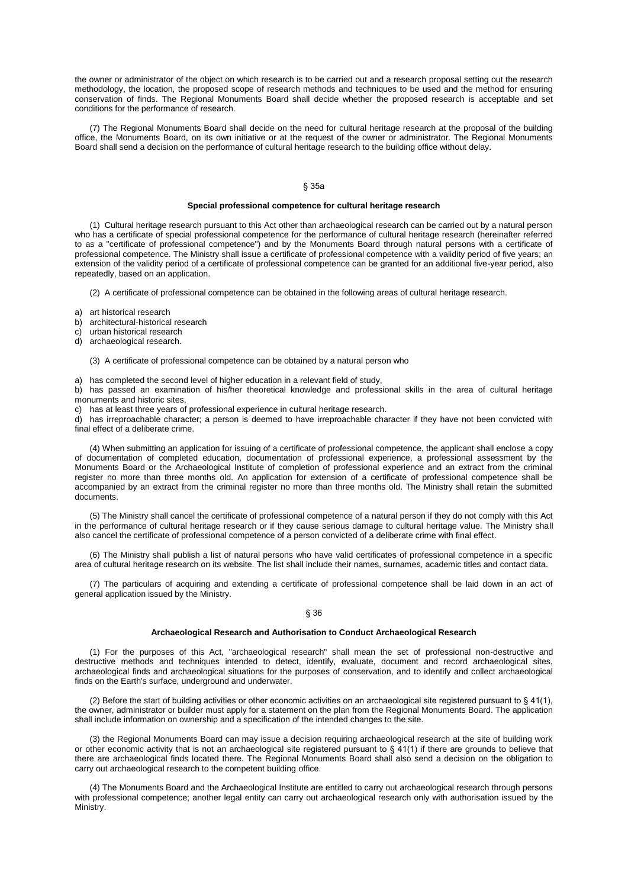the owner or administrator of the object on which research is to be carried out and a research proposal setting out the research methodology, the location, the proposed scope of research methods and techniques to be used and the method for ensuring conservation of finds. The Regional Monuments Board shall decide whether the proposed research is acceptable and set conditions for the performance of research.

(7) The Regional Monuments Board shall decide on the need for cultural heritage research at the proposal of the building office, the Monuments Board, on its own initiative or at the request of the owner or administrator. The Regional Monuments Board shall send a decision on the performance of cultural heritage research to the building office without delay.

§ 35a

**Special professional competence for cultural heritage research**

(1) Cultural heritage research pursuant to this Act other than archaeological research can be carried out by a natural person who has a certificate of special professional competence for the performance of cultural heritage research (hereinafter referred to as a "certificate of professional competence") and by the Monuments Board through natural persons with a certificate of professional competence. The Ministry shall issue a certificate of professional competence with a validity period of five years; an extension of the validity period of a certificate of professional competence can be granted for an additional five-year period, also repeatedly, based on an application.

(2) A certificate of professional competence can be obtained in the following areas of cultural heritage research.

a) art historical research
b) architectural-historical research
c) urban historical research
d) archaeological research.

(3) A certificate of professional competence can be obtained by a natural person who

a) has completed the second level of higher education in a relevant field of study,
b) has passed an examination of his/her theoretical knowledge and professional skills in the area of cultural heritage monuments and historic sites,
c) has at least three years of professional experience in cultural heritage research.
d) has irreproachable character; a person is deemed to have irreproachable character if they have not been convicted with final effect of a deliberate crime.

(4) When submitting an application for issuing of a certificate of professional competence, the applicant shall enclose a copy of documentation of completed education, documentation of professional experience, a professional assessment by the Monuments Board or the Archaeological Institute of completion of professional experience and an extract from the criminal register no more than three months old. An application for extension of a certificate of professional competence shall be accompanied by an extract from the criminal register no more than three months old. The Ministry shall retain the submitted documents.

(5) The Ministry shall cancel the certificate of professional competence of a natural person if they do not comply with this Act in the performance of cultural heritage research or if they cause serious damage to cultural heritage value. The Ministry shall also cancel the certificate of professional competence of a person convicted of a deliberate crime with final effect.

(6) The Ministry shall publish a list of natural persons who have valid certificates of professional competence in a specific area of cultural heritage research on its website. The list shall include their names, surnames, academic titles and contact data.

(7) The particulars of acquiring and extending a certificate of professional competence shall be laid down in an act of general application issued by the Ministry.

§ 36

**Archaeological Research and Authorisation to Conduct Archaeological Research**

(1) For the purposes of this Act, "archaeological research" shall mean the set of professional non-destructive and destructive methods and techniques intended to detect, identify, evaluate, document and record archaeological sites, archaeological finds and archaeological situations for the purposes of conservation, and to identify and collect archaeological finds on the Earth's surface, underground and underwater.

(2) Before the start of building activities or other economic activities on an archaeological site registered pursuant to § 41(1), the owner, administrator or builder must apply for a statement on the plan from the Regional Monuments Board. The application shall include information on ownership and a specification of the intended changes to the site.

(3) the Regional Monuments Board can may issue a decision requiring archaeological research at the site of building work or other economic activity that is not an archaeological site registered pursuant to § 41(1) if there are grounds to believe that there are archaeological finds located there. The Regional Monuments Board shall also send a decision on the obligation to carry out archaeological research to the competent building office.

(4) The Monuments Board and the Archaeological Institute are entitled to carry out archaeological research through persons with professional competence; another legal entity can carry out archaeological research only with authorisation issued by the Ministry.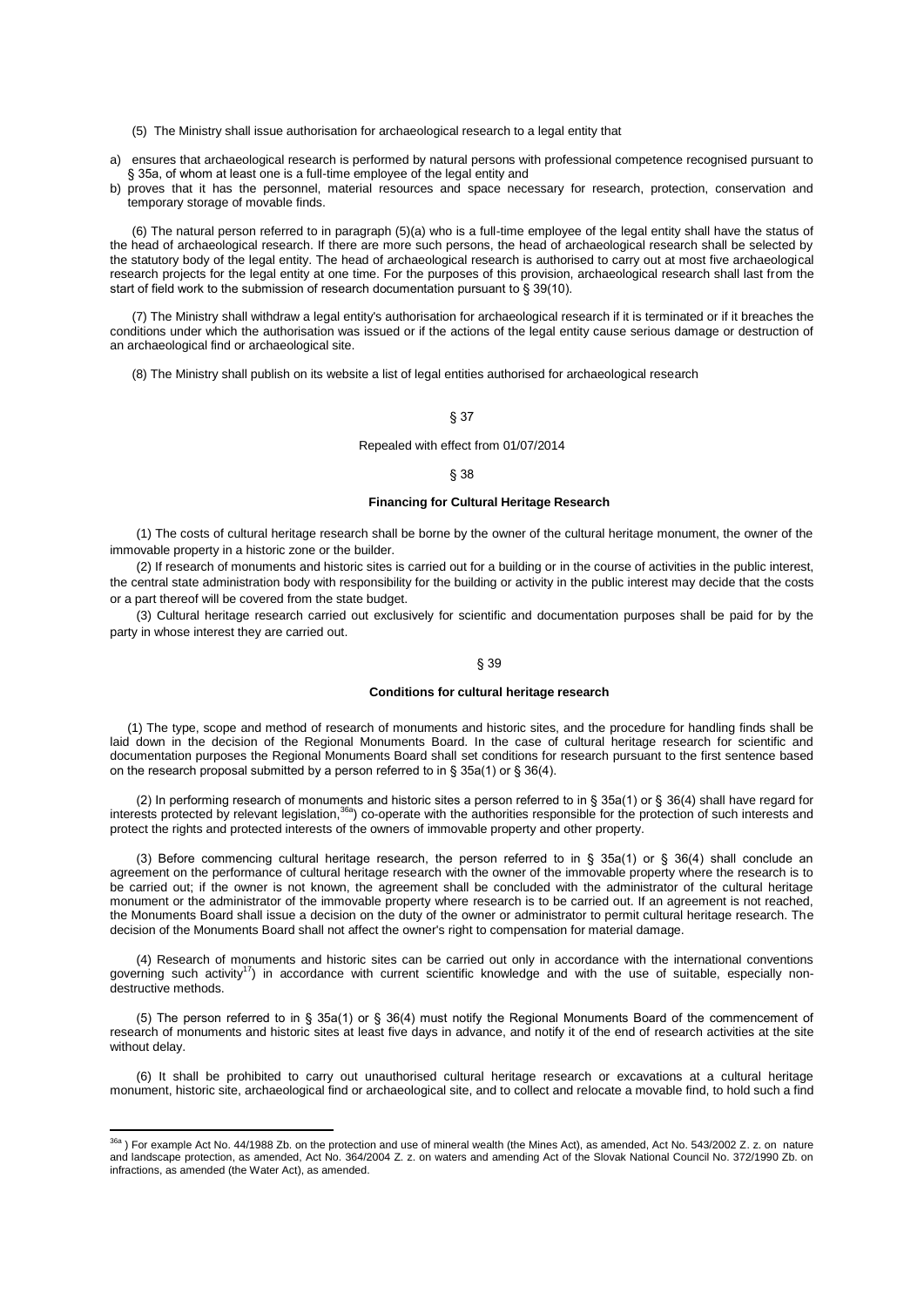(5) The Ministry shall issue authorisation for archaeological research to a legal entity that

a) ensures that archaeological research is performed by natural persons with professional competence recognised pursuant to § 35a, of whom at least one is a full-time employee of the legal entity and
b) proves that it has the personnel, material resources and space necessary for research, protection, conservation and temporary storage of movable finds.

(6) The natural person referred to in paragraph (5)(a) who is a full-time employee of the legal entity shall have the status of the head of archaeological research. If there are more such persons, the head of archaeological research shall be selected by the statutory body of the legal entity. The head of archaeological research is authorised to carry out at most five archaeological research projects for the legal entity at one time. For the purposes of this provision, archaeological research shall last from the start of field work to the submission of research documentation pursuant to § 39(10).

(7) The Ministry shall withdraw a legal entity's authorisation for archaeological research if it is terminated or if it breaches the conditions under which the authorisation was issued or if the actions of the legal entity cause serious damage or destruction of an archaeological find or archaeological site.

(8) The Ministry shall publish on its website a list of legal entities authorised for archaeological research

§ 37

Repealed with effect from 01/07/2014

§ 38

**Financing for Cultural Heritage Research**

(1) The costs of cultural heritage research shall be borne by the owner of the cultural heritage monument, the owner of the immovable property in a historic zone or the builder.

(2) If research of monuments and historic sites is carried out for a building or in the course of activities in the public interest, the central state administration body with responsibility for the building or activity in the public interest may decide that the costs or a part thereof will be covered from the state budget.

(3) Cultural heritage research carried out exclusively for scientific and documentation purposes shall be paid for by the party in whose interest they are carried out.

§ 39

**Conditions for cultural heritage research**

(1) The type, scope and method of research of monuments and historic sites, and the procedure for handling finds shall be laid down in the decision of the Regional Monuments Board. In the case of cultural heritage research for scientific and documentation purposes the Regional Monuments Board shall set conditions for research pursuant to the first sentence based on the research proposal submitted by a person referred to in § 35a(1) or § 36(4).

(2) In performing research of monuments and historic sites a person referred to in § 35a(1) or § 36(4) shall have regard for interests protected by relevant legislation,[36a]) co-operate with the authorities responsible for the protection of such interests and protect the rights and protected interests of the owners of immovable property and other property.

(3) Before commencing cultural heritage research, the person referred to in § 35a(1) or § 36(4) shall conclude an agreement on the performance of cultural heritage research with the owner of the immovable property where the research is to be carried out; if the owner is not known, the agreement shall be concluded with the administrator of the cultural heritage monument or the administrator of the immovable property where research is to be carried out. If an agreement is not reached, the Monuments Board shall issue a decision on the duty of the owner or administrator to permit cultural heritage research. The decision of the Monuments Board shall not affect the owner's right to compensation for material damage.

(4) Research of monuments and historic sites can be carried out only in accordance with the international conventions governing such activity[17]) in accordance with current scientific knowledge and with the use of suitable, especially non-destructive methods.

(5) The person referred to in § 35a(1) or § 36(4) must notify the Regional Monuments Board of the commencement of research of monuments and historic sites at least five days in advance, and notify it of the end of research activities at the site without delay.

(6) It shall be prohibited to carry out unauthorised cultural heritage research or excavations at a cultural heritage monument, historic site, archaeological find or archaeological site, and to collect and relocate a movable find, to hold such a find

---

[36a] ) For example Act No. 44/1988 Zb. on the protection and use of mineral wealth (the Mines Act), as amended, Act No. 543/2002 Z. z. on nature and landscape protection, as amended, Act No. 364/2004 Z. z. on waters and amending Act of the Slovak National Council No. 372/1990 Zb. on infractions, as amended (the Water Act), as amended.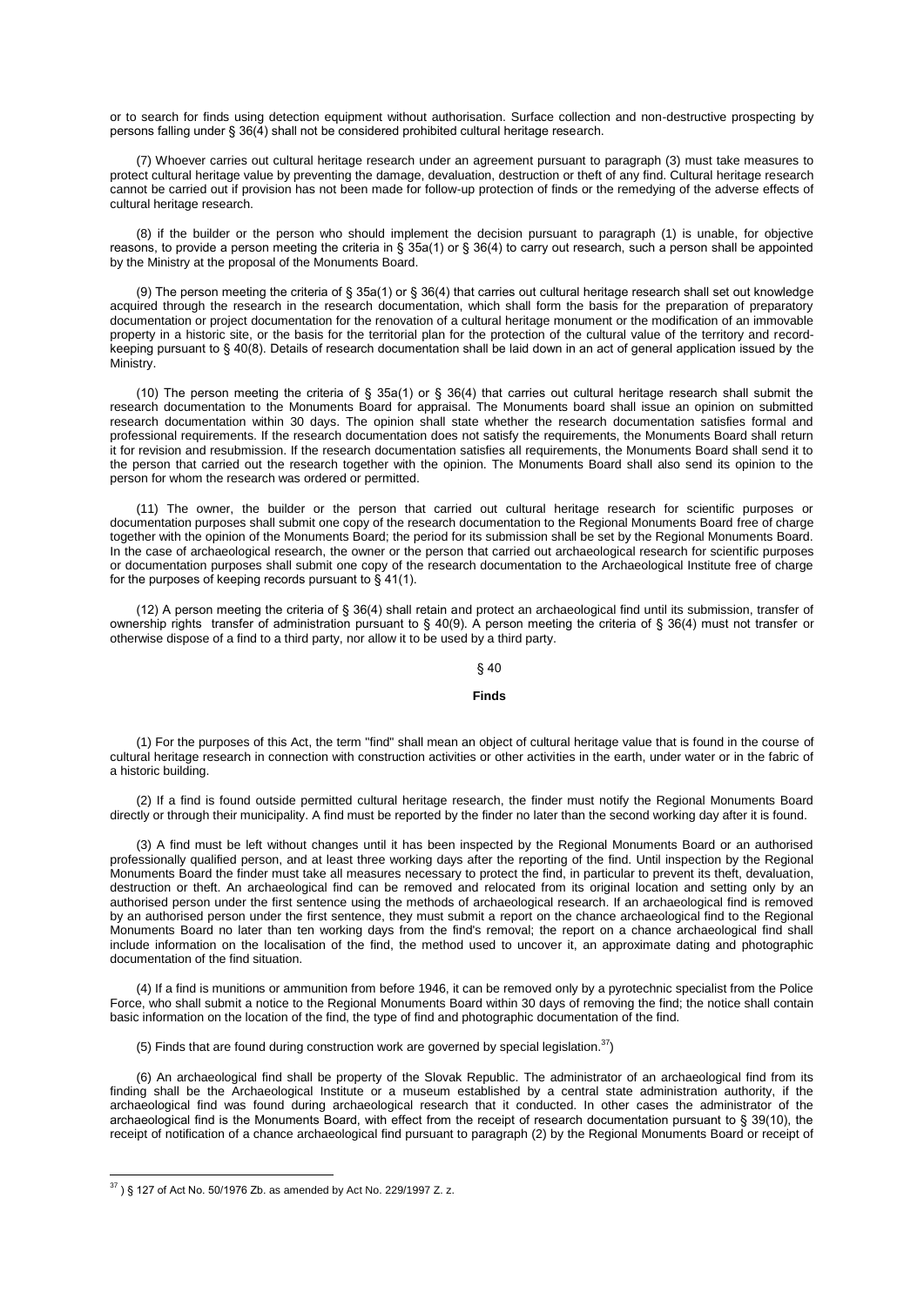or to search for finds using detection equipment without authorisation. Surface collection and non-destructive prospecting by persons falling under § 36(4) shall not be considered prohibited cultural heritage research.

(7) Whoever carries out cultural heritage research under an agreement pursuant to paragraph (3) must take measures to protect cultural heritage value by preventing the damage, devaluation, destruction or theft of any find. Cultural heritage research cannot be carried out if provision has not been made for follow-up protection of finds or the remedying of the adverse effects of cultural heritage research.

(8) if the builder or the person who should implement the decision pursuant to paragraph (1) is unable, for objective reasons, to provide a person meeting the criteria in § 35a(1) or § 36(4) to carry out research, such a person shall be appointed by the Ministry at the proposal of the Monuments Board.

(9) The person meeting the criteria of § 35a(1) or § 36(4) that carries out cultural heritage research shall set out knowledge acquired through the research in the research documentation, which shall form the basis for the preparation of preparatory documentation or project documentation for the renovation of a cultural heritage monument or the modification of an immovable property in a historic site, or the basis for the territorial plan for the protection of the cultural value of the territory and record-keeping pursuant to § 40(8). Details of research documentation shall be laid down in an act of general application issued by the Ministry.

(10) The person meeting the criteria of § 35a(1) or § 36(4) that carries out cultural heritage research shall submit the research documentation to the Monuments Board for appraisal. The Monuments board shall issue an opinion on submitted research documentation within 30 days. The opinion shall state whether the research documentation satisfies formal and professional requirements. If the research documentation does not satisfy the requirements, the Monuments Board shall return it for revision and resubmission. If the research documentation satisfies all requirements, the Monuments Board shall send it to the person that carried out the research together with the opinion. The Monuments Board shall also send its opinion to the person for whom the research was ordered or permitted.

(11) The owner, the builder or the person that carried out cultural heritage research for scientific purposes or documentation purposes shall submit one copy of the research documentation to the Regional Monuments Board free of charge together with the opinion of the Monuments Board; the period for its submission shall be set by the Regional Monuments Board. In the case of archaeological research, the owner or the person that carried out archaeological research for scientific purposes or documentation purposes shall submit one copy of the research documentation to the Archaeological Institute free of charge for the purposes of keeping records pursuant to § 41(1).

(12) A person meeting the criteria of § 36(4) shall retain and protect an archaeological find until its submission, transfer of ownership rights transfer of administration pursuant to § 40(9). A person meeting the criteria of § 36(4) must not transfer or otherwise dispose of a find to a third party, nor allow it to be used by a third party.

## § 40

### Finds

(1) For the purposes of this Act, the term "find" shall mean an object of cultural heritage value that is found in the course of cultural heritage research in connection with construction activities or other activities in the earth, under water or in the fabric of a historic building.

(2) If a find is found outside permitted cultural heritage research, the finder must notify the Regional Monuments Board directly or through their municipality. A find must be reported by the finder no later than the second working day after it is found.

(3) A find must be left without changes until it has been inspected by the Regional Monuments Board or an authorised professionally qualified person, and at least three working days after the reporting of the find. Until inspection by the Regional Monuments Board the finder must take all measures necessary to protect the find, in particular to prevent its theft, devaluation, destruction or theft. An archaeological find can be removed and relocated from its original location and setting only by an authorised person under the first sentence using the methods of archaeological research. If an archaeological find is removed by an authorised person under the first sentence, they must submit a report on the chance archaeological find to the Regional Monuments Board no later than ten working days from the find's removal; the report on a chance archaeological find shall include information on the localisation of the find, the method used to uncover it, an approximate dating and photographic documentation of the find situation.

(4) If a find is munitions or ammunition from before 1946, it can be removed only by a pyrotechnic specialist from the Police Force, who shall submit a notice to the Regional Monuments Board within 30 days of removing the find; the notice shall contain basic information on the location of the find, the type of find and photographic documentation of the find.

(5) Finds that are found during construction work are governed by special legislation.[37])

(6) An archaeological find shall be property of the Slovak Republic. The administrator of an archaeological find from its finding shall be the Archaeological Institute or a museum established by a central state administration authority, if the archaeological find was found during archaeological research that it conducted. In other cases the administrator of the archaeological find is the Monuments Board, with effect from the receipt of research documentation pursuant to § 39(10), the receipt of notification of a chance archaeological find pursuant to paragraph (2) by the Regional Monuments Board or receipt of

---

[37]) § 127 of Act No. 50/1976 Zb. as amended by Act No. 229/1997 Z. z.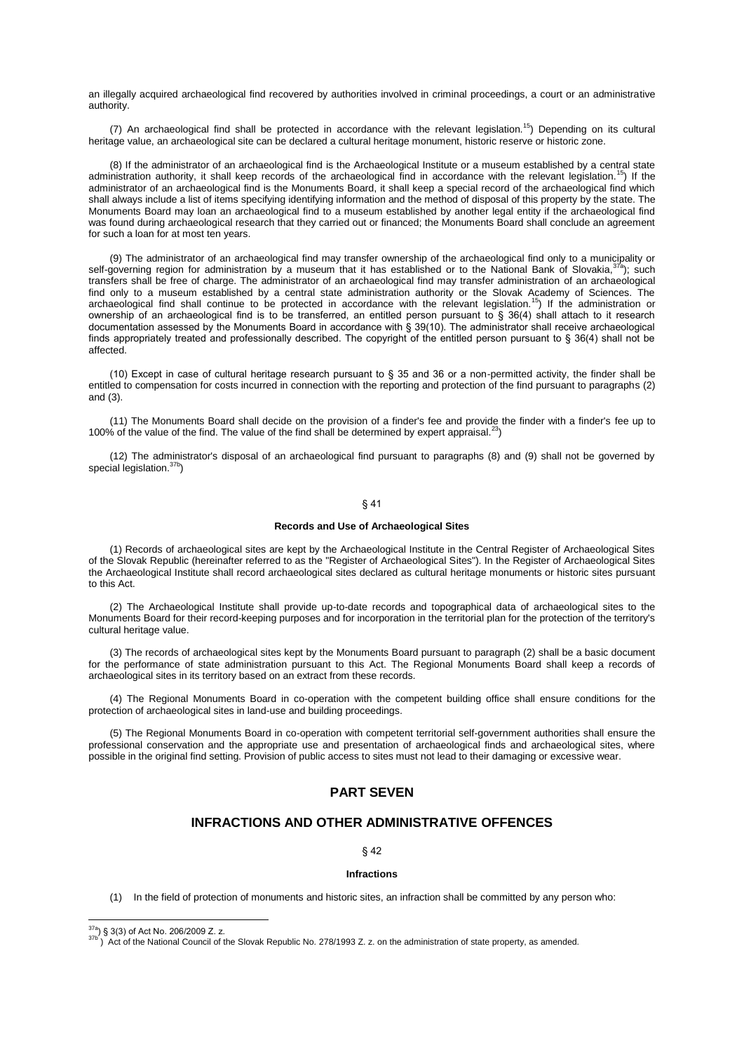an illegally acquired archaeological find recovered by authorities involved in criminal proceedings, a court or an administrative authority.

(7) An archaeological find shall be protected in accordance with the relevant legislation.[15]) Depending on its cultural heritage value, an archaeological site can be declared a cultural heritage monument, historic reserve or historic zone.

(8) If the administrator of an archaeological find is the Archaeological Institute or a museum established by a central state administration authority, it shall keep records of the archaeological find in accordance with the relevant legislation.[15]) If the administrator of an archaeological find is the Monuments Board, it shall keep a special record of the archaeological find which shall always include a list of items specifying identifying information and the method of disposal of this property by the state. The Monuments Board may loan an archaeological find to a museum established by another legal entity if the archaeological find was found during archaeological research that they carried out or financed; the Monuments Board shall conclude an agreement for such a loan for at most ten years.

(9) The administrator of an archaeological find may transfer ownership of the archaeological find only to a municipality or self-governing region for administration by a museum that it has established or to the National Bank of Slovakia,[37a]); such transfers shall be free of charge. The administrator of an archaeological find may transfer administration of an archaeological find only to a museum established by a central state administration authority or the Slovak Academy of Sciences. The archaeological find shall continue to be protected in accordance with the relevant legislation.[15]) If the administration or ownership of an archaeological find is to be transferred, an entitled person pursuant to § 36(4) shall attach to it research documentation assessed by the Monuments Board in accordance with § 39(10). The administrator shall receive archaeological finds appropriately treated and professionally described. The copyright of the entitled person pursuant to § 36(4) shall not be affected.

(10) Except in case of cultural heritage research pursuant to § 35 and 36 or a non-permitted activity, the finder shall be entitled to compensation for costs incurred in connection with the reporting and protection of the find pursuant to paragraphs (2) and (3).

(11) The Monuments Board shall decide on the provision of a finder's fee and provide the finder with a finder's fee up to 100% of the value of the find. The value of the find shall be determined by expert appraisal.[23])

(12) The administrator's disposal of an archaeological find pursuant to paragraphs (8) and (9) shall not be governed by special legislation.[37b])

§ 41

**Records and Use of Archaeological Sites**

(1) Records of archaeological sites are kept by the Archaeological Institute in the Central Register of Archaeological Sites of the Slovak Republic (hereinafter referred to as the "Register of Archaeological Sites"). In the Register of Archaeological Sites the Archaeological Institute shall record archaeological sites declared as cultural heritage monuments or historic sites pursuant to this Act.

(2) The Archaeological Institute shall provide up-to-date records and topographical data of archaeological sites to the Monuments Board for their record-keeping purposes and for incorporation in the territorial plan for the protection of the territory's cultural heritage value.

(3) The records of archaeological sites kept by the Monuments Board pursuant to paragraph (2) shall be a basic document for the performance of state administration pursuant to this Act. The Regional Monuments Board shall keep a records of archaeological sites in its territory based on an extract from these records.

(4) The Regional Monuments Board in co-operation with the competent building office shall ensure conditions for the protection of archaeological sites in land-use and building proceedings.

(5) The Regional Monuments Board in co-operation with competent territorial self-government authorities shall ensure the professional conservation and the appropriate use and presentation of archaeological finds and archaeological sites, where possible in the original find setting. Provision of public access to sites must not lead to their damaging or excessive wear.

## PART SEVEN

## INFRACTIONS AND OTHER ADMINISTRATIVE OFFENCES

§ 42

**Infractions**

(1) In the field of protection of monuments and historic sites, an infraction shall be committed by any person who:

---

[37a]) § 3(3) of Act No. 206/2009 Z. z.

[37b]) Act of the National Council of the Slovak Republic No. 278/1993 Z. z. on the administration of state property, as amended.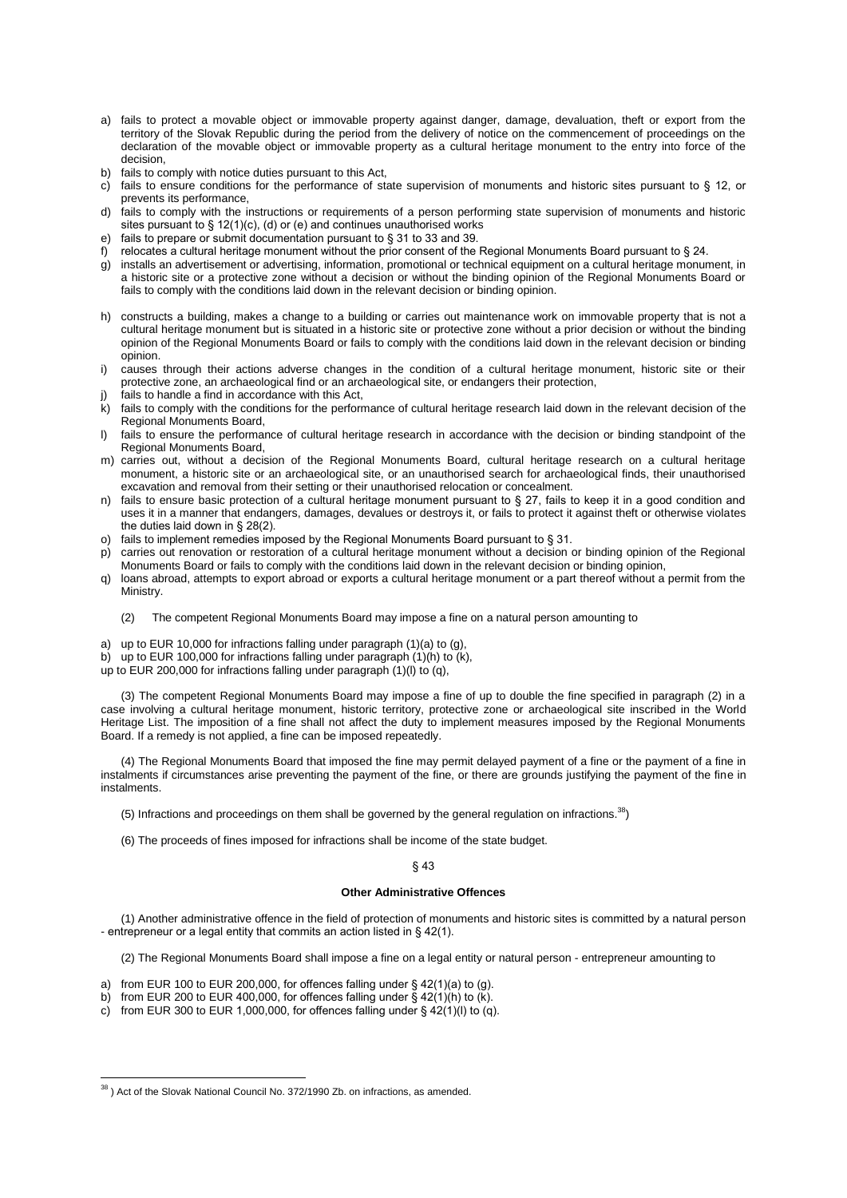a) fails to protect a movable object or immovable property against danger, damage, devaluation, theft or export from the territory of the Slovak Republic during the period from the delivery of notice on the commencement of proceedings on the declaration of the movable object or immovable property as a cultural heritage monument to the entry into force of the decision,
b) fails to comply with notice duties pursuant to this Act,
c) fails to ensure conditions for the performance of state supervision of monuments and historic sites pursuant to § 12, or prevents its performance,
d) fails to comply with the instructions or requirements of a person performing state supervision of monuments and historic sites pursuant to § 12(1)(c), (d) or (e) and continues unauthorised works
e) fails to prepare or submit documentation pursuant to § 31 to 33 and 39.
f) relocates a cultural heritage monument without the prior consent of the Regional Monuments Board pursuant to § 24.
g) installs an advertisement or advertising, information, promotional or technical equipment on a cultural heritage monument, in a historic site or a protective zone without a decision or without the binding opinion of the Regional Monuments Board or fails to comply with the conditions laid down in the relevant decision or binding opinion.
h) constructs a building, makes a change to a building or carries out maintenance work on immovable property that is not a cultural heritage monument but is situated in a historic site or protective zone without a prior decision or without the binding opinion of the Regional Monuments Board or fails to comply with the conditions laid down in the relevant decision or binding opinion.
i) causes through their actions adverse changes in the condition of a cultural heritage monument, historic site or their protective zone, an archaeological find or an archaeological site, or endangers their protection,
j) fails to handle a find in accordance with this Act,
k) fails to comply with the conditions for the performance of cultural heritage research laid down in the relevant decision of the Regional Monuments Board,
l) fails to ensure the performance of cultural heritage research in accordance with the decision or binding standpoint of the Regional Monuments Board,
m) carries out, without a decision of the Regional Monuments Board, cultural heritage research on a cultural heritage monument, a historic site or an archaeological site, or an unauthorised search for archaeological finds, their unauthorised excavation and removal from their setting or their unauthorised relocation or concealment.
n) fails to ensure basic protection of a cultural heritage monument pursuant to § 27, fails to keep it in a good condition and uses it in a manner that endangers, damages, devalues or destroys it, or fails to protect it against theft or otherwise violates the duties laid down in § 28(2).
o) fails to implement remedies imposed by the Regional Monuments Board pursuant to § 31.
p) carries out renovation or restoration of a cultural heritage monument without a decision or binding opinion of the Regional Monuments Board or fails to comply with the conditions laid down in the relevant decision or binding opinion,
q) loans abroad, attempts to export abroad or exports a cultural heritage monument or a part thereof without a permit from the Ministry.

(2) The competent Regional Monuments Board may impose a fine on a natural person amounting to

a) up to EUR 10,000 for infractions falling under paragraph (1)(a) to (g),
b) up to EUR 100,000 for infractions falling under paragraph (1)(h) to (k),

up to EUR 200,000 for infractions falling under paragraph (1)(l) to (q),

(3) The competent Regional Monuments Board may impose a fine of up to double the fine specified in paragraph (2) in a case involving a cultural heritage monument, historic territory, protective zone or archaeological site inscribed in the World Heritage List. The imposition of a fine shall not affect the duty to implement measures imposed by the Regional Monuments Board. If a remedy is not applied, a fine can be imposed repeatedly.

(4) The Regional Monuments Board that imposed the fine may permit delayed payment of a fine or the payment of a fine in instalments if circumstances arise preventing the payment of the fine, or there are grounds justifying the payment of the fine in instalments.

(5) Infractions and proceedings on them shall be governed by the general regulation on infractions.[38])

(6) The proceeds of fines imposed for infractions shall be income of the state budget.

§ 43

**Other Administrative Offences**

(1) Another administrative offence in the field of protection of monuments and historic sites is committed by a natural person - entrepreneur or a legal entity that commits an action listed in § 42(1).

(2) The Regional Monuments Board shall impose a fine on a legal entity or natural person - entrepreneur amounting to

a) from EUR 100 to EUR 200,000, for offences falling under § 42(1)(a) to (g).
b) from EUR 200 to EUR 400,000, for offences falling under § 42(1)(h) to (k).
c) from EUR 300 to EUR 1,000,000, for offences falling under § 42(1)(l) to (q).

---

[38] ) Act of the Slovak National Council No. 372/1990 Zb. on infractions, as amended.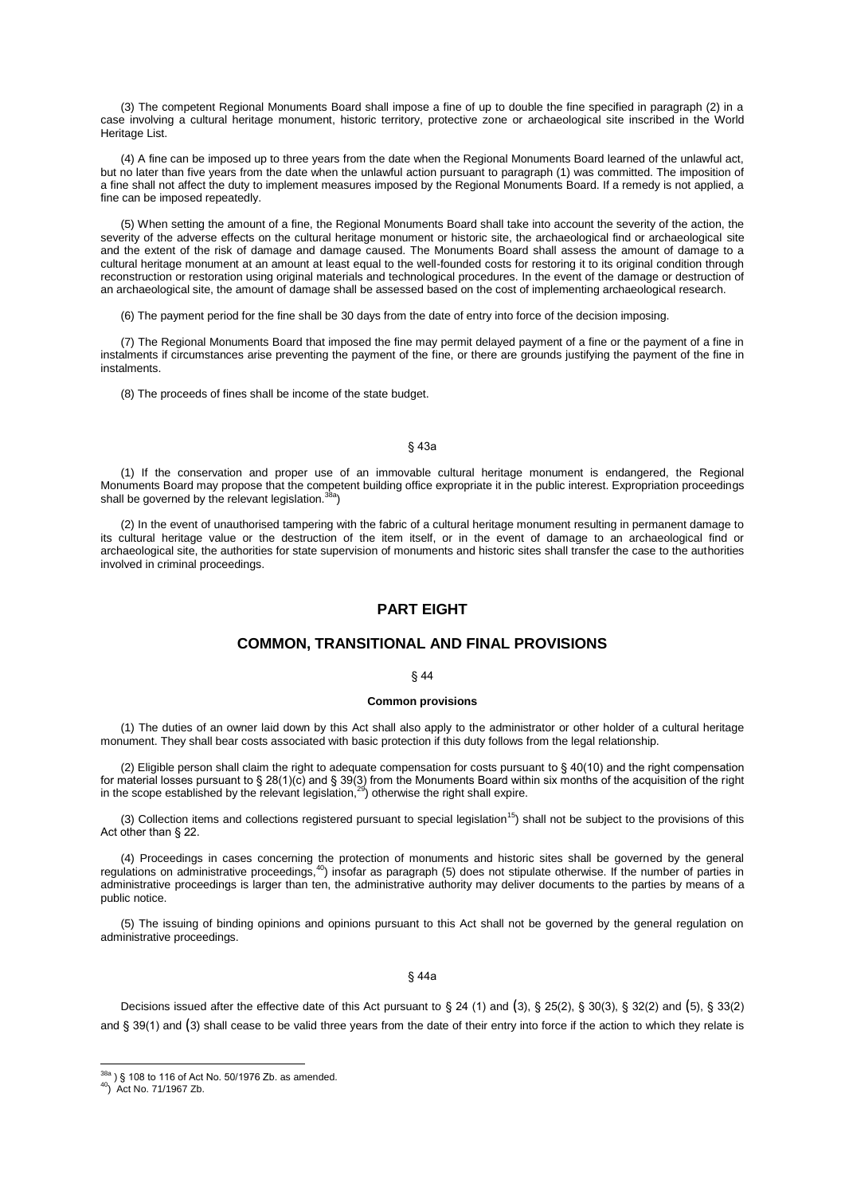(3) The competent Regional Monuments Board shall impose a fine of up to double the fine specified in paragraph (2) in a case involving a cultural heritage monument, historic territory, protective zone or archaeological site inscribed in the World Heritage List.

(4) A fine can be imposed up to three years from the date when the Regional Monuments Board learned of the unlawful act, but no later than five years from the date when the unlawful action pursuant to paragraph (1) was committed. The imposition of a fine shall not affect the duty to implement measures imposed by the Regional Monuments Board. If a remedy is not applied, a fine can be imposed repeatedly.

(5) When setting the amount of a fine, the Regional Monuments Board shall take into account the severity of the action, the severity of the adverse effects on the cultural heritage monument or historic site, the archaeological find or archaeological site and the extent of the risk of damage and damage caused. The Monuments Board shall assess the amount of damage to a cultural heritage monument at an amount at least equal to the well-founded costs for restoring it to its original condition through reconstruction or restoration using original materials and technological procedures. In the event of the damage or destruction of an archaeological site, the amount of damage shall be assessed based on the cost of implementing archaeological research.

(6) The payment period for the fine shall be 30 days from the date of entry into force of the decision imposing.

(7) The Regional Monuments Board that imposed the fine may permit delayed payment of a fine or the payment of a fine in instalments if circumstances arise preventing the payment of the fine, or there are grounds justifying the payment of the fine in instalments.

(8) The proceeds of fines shall be income of the state budget.

§ 43a

(1) If the conservation and proper use of an immovable cultural heritage monument is endangered, the Regional Monuments Board may propose that the competent building office expropriate it in the public interest. Expropriation proceedings shall be governed by the relevant legislation.[38a])

(2) In the event of unauthorised tampering with the fabric of a cultural heritage monument resulting in permanent damage to its cultural heritage value or the destruction of the item itself, or in the event of damage to an archaeological find or archaeological site, the authorities for state supervision of monuments and historic sites shall transfer the case to the authorities involved in criminal proceedings.

## PART EIGHT

## COMMON, TRANSITIONAL AND FINAL PROVISIONS

§ 44

**Common provisions**

(1) The duties of an owner laid down by this Act shall also apply to the administrator or other holder of a cultural heritage monument. They shall bear costs associated with basic protection if this duty follows from the legal relationship.

(2) Eligible person shall claim the right to adequate compensation for costs pursuant to § 40(10) and the right compensation for material losses pursuant to § 28(1)(c) and § 39(3) from the Monuments Board within six months of the acquisition of the right in the scope established by the relevant legislation,[29]) otherwise the right shall expire.

(3) Collection items and collections registered pursuant to special legislation[15]) shall not be subject to the provisions of this Act other than § 22.

(4) Proceedings in cases concerning the protection of monuments and historic sites shall be governed by the general regulations on administrative proceedings,[40]) insofar as paragraph (5) does not stipulate otherwise. If the number of parties in administrative proceedings is larger than ten, the administrative authority may deliver documents to the parties by means of a public notice.

(5) The issuing of binding opinions and opinions pursuant to this Act shall not be governed by the general regulation on administrative proceedings.

§ 44a

Decisions issued after the effective date of this Act pursuant to § 24 (1) and (3), § 25(2), § 30(3), § 32(2) and (5), § 33(2) and § 39(1) and (3) shall cease to be valid three years from the date of their entry into force if the action to which they relate is

---

[38a]) § 108 to 116 of Act No. 50/1976 Zb. as amended.

[40]) Act No. 71/1967 Zb.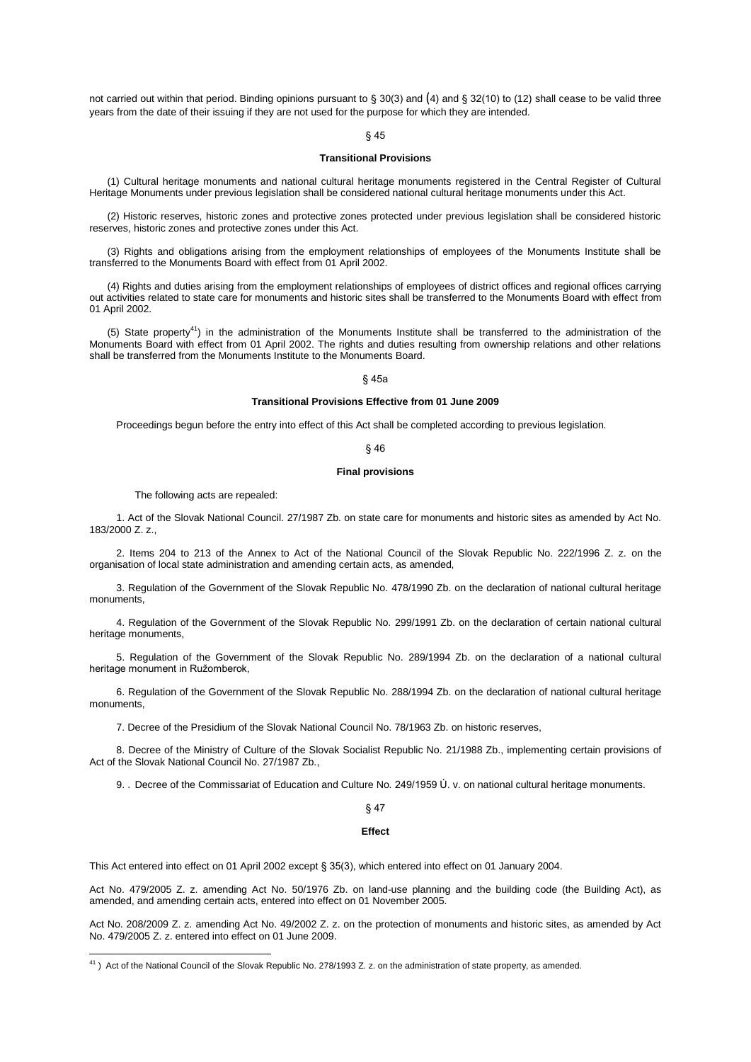not carried out within that period. Binding opinions pursuant to § 30(3) and (4) and § 32(10) to (12) shall cease to be valid three years from the date of their issuing if they are not used for the purpose for which they are intended.

§ 45

**Transitional Provisions**

(1) Cultural heritage monuments and national cultural heritage monuments registered in the Central Register of Cultural Heritage Monuments under previous legislation shall be considered national cultural heritage monuments under this Act.

(2) Historic reserves, historic zones and protective zones protected under previous legislation shall be considered historic reserves, historic zones and protective zones under this Act.

(3) Rights and obligations arising from the employment relationships of employees of the Monuments Institute shall be transferred to the Monuments Board with effect from 01 April 2002.

(4) Rights and duties arising from the employment relationships of employees of district offices and regional offices carrying out activities related to state care for monuments and historic sites shall be transferred to the Monuments Board with effect from 01 April 2002.

(5) State property[41]) in the administration of the Monuments Institute shall be transferred to the administration of the Monuments Board with effect from 01 April 2002. The rights and duties resulting from ownership relations and other relations shall be transferred from the Monuments Institute to the Monuments Board.

§ 45a

**Transitional Provisions Effective from 01 June 2009**

Proceedings begun before the entry into effect of this Act shall be completed according to previous legislation.

§ 46

**Final provisions**

The following acts are repealed:

1. Act of the Slovak National Council. 27/1987 Zb. on state care for monuments and historic sites as amended by Act No. 183/2000 Z. z.,

2. Items 204 to 213 of the Annex to Act of the National Council of the Slovak Republic No. 222/1996 Z. z. on the organisation of local state administration and amending certain acts, as amended,

3. Regulation of the Government of the Slovak Republic No. 478/1990 Zb. on the declaration of national cultural heritage monuments,

4. Regulation of the Government of the Slovak Republic No. 299/1991 Zb. on the declaration of certain national cultural heritage monuments,

5. Regulation of the Government of the Slovak Republic No. 289/1994 Zb. on the declaration of a national cultural heritage monument in Ružomberok,

6. Regulation of the Government of the Slovak Republic No. 288/1994 Zb. on the declaration of national cultural heritage monuments,

7. Decree of the Presidium of the Slovak National Council No. 78/1963 Zb. on historic reserves,

8. Decree of the Ministry of Culture of the Slovak Socialist Republic No. 21/1988 Zb., implementing certain provisions of Act of the Slovak National Council No. 27/1987 Zb.,

9. . Decree of the Commissariat of Education and Culture No. 249/1959 Ú. v. on national cultural heritage monuments.

§ 47

**Effect**

This Act entered into effect on 01 April 2002 except § 35(3), which entered into effect on 01 January 2004.

Act No. 479/2005 Z. z. amending Act No. 50/1976 Zb. on land-use planning and the building code (the Building Act), as amended, and amending certain acts, entered into effect on 01 November 2005.

Act No. 208/2009 Z. z. amending Act No. 49/2002 Z. z. on the protection of monuments and historic sites, as amended by Act No. 479/2005 Z. z. entered into effect on 01 June 2009.

---

[41] ) Act of the National Council of the Slovak Republic No. 278/1993 Z. z. on the administration of state property, as amended.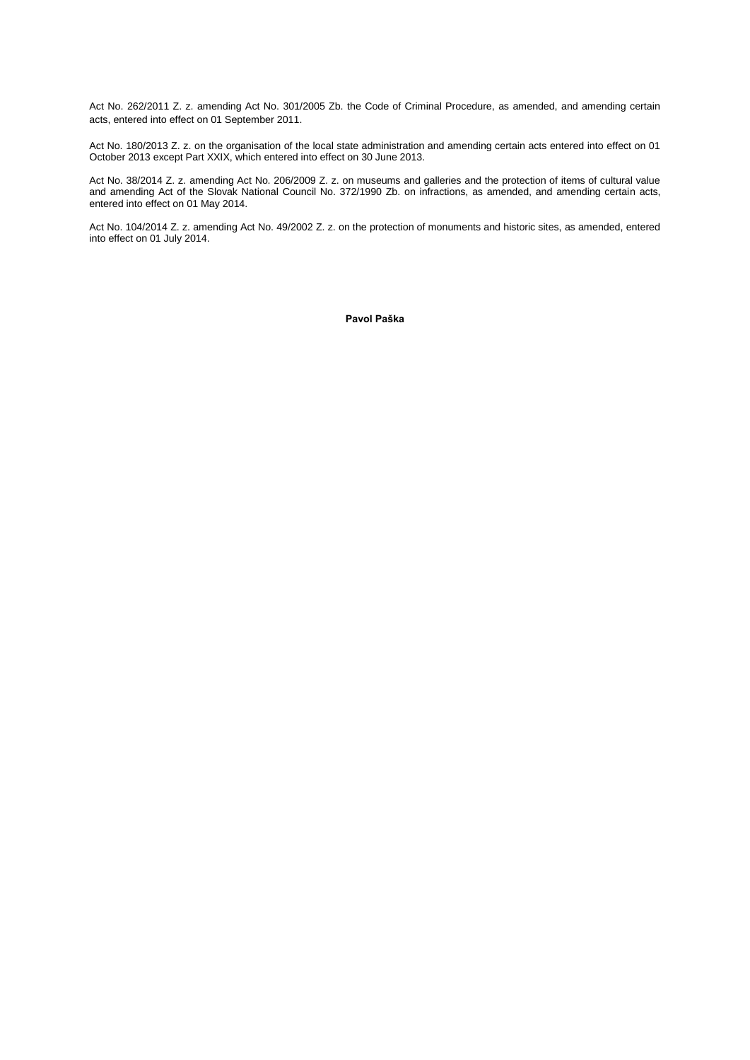Act No. 262/2011 Z. z. amending Act No. 301/2005 Zb. the Code of Criminal Procedure, as amended, and amending certain acts, entered into effect on 01 September 2011.

Act No. 180/2013 Z. z. on the organisation of the local state administration and amending certain acts entered into effect on 01 October 2013 except Part XXIX, which entered into effect on 30 June 2013.

Act No. 38/2014 Z. z. amending Act No. 206/2009 Z. z. on museums and galleries and the protection of items of cultural value and amending Act of the Slovak National Council No. 372/1990 Zb. on infractions, as amended, and amending certain acts, entered into effect on 01 May 2014.

Act No. 104/2014 Z. z. amending Act No. 49/2002 Z. z. on the protection of monuments and historic sites, as amended, entered into effect on 01 July 2014.

**Pavol Paška**